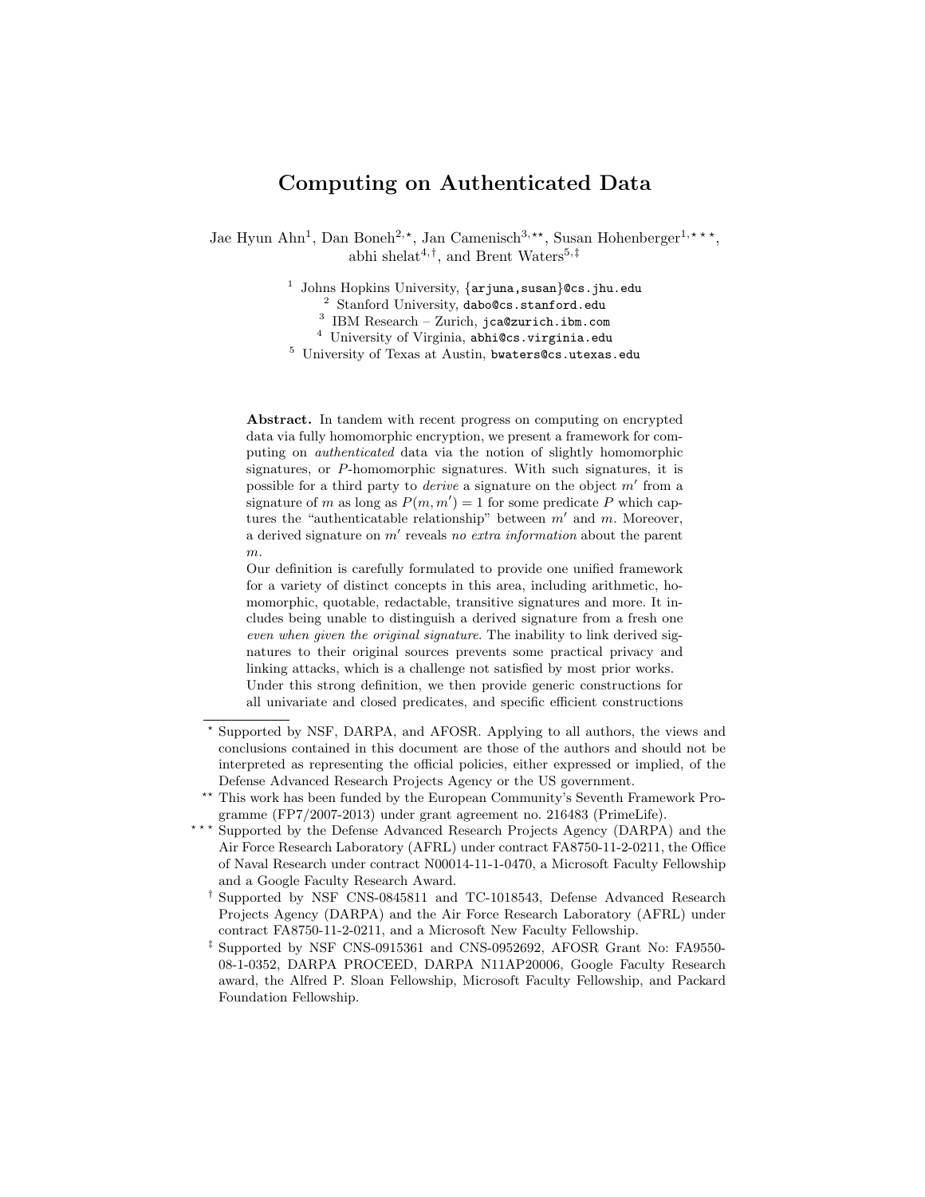# Computing on Authenticated Data

Jae Hyun Ahn[1], Dan Boneh[2,⋆], Jan Camenisch[3,⋆⋆], Susan Hohenberger[1,⋆⋆⋆], abhi shelat[4,†], and Brent Waters[5,‡]

[1] Johns Hopkins University, {arjuna,susan}@cs.jhu.edu
[2] Stanford University, dabo@cs.stanford.edu
[3] IBM Research – Zurich, jca@zurich.ibm.com
[4] University of Virginia, abhi@cs.virginia.edu
[5] University of Texas at Austin, bwaters@cs.utexas.edu

**Abstract.** In tandem with recent progress on computing on encrypted data via fully homomorphic encryption, we present a framework for computing on *authenticated* data via the notion of slightly homomorphic signatures, or $P$-homomorphic signatures. With such signatures, it is possible for a third party to *derive* a signature on the object $m'$ from a signature of $m$ as long as $P(m, m') = 1$ for some predicate $P$ which captures the "authenticatable relationship" between $m'$ and $m$. Moreover, a derived signature on $m'$ reveals *no extra information* about the parent $m$.

Our definition is carefully formulated to provide one unified framework for a variety of distinct concepts in this area, including arithmetic, homomorphic, quotable, redactable, transitive signatures and more. It includes being unable to distinguish a derived signature from a fresh one *even when given the original signature*. The inability to link derived signatures to their original sources prevents some practical privacy and linking attacks, which is a challenge not satisfied by most prior works.

Under this strong definition, we then provide generic constructions for all univariate and closed predicates, and specific efficient constructions

---

⋆ Supported by NSF, DARPA, and AFOSR. Applying to all authors, the views and conclusions contained in this document are those of the authors and should not be interpreted as representing the official policies, either expressed or implied, of the Defense Advanced Research Projects Agency or the US government.

⋆⋆ This work has been funded by the European Community's Seventh Framework Programme (FP7/2007-2013) under grant agreement no. 216483 (PrimeLife).

⋆⋆⋆ Supported by the Defense Advanced Research Projects Agency (DARPA) and the Air Force Research Laboratory (AFRL) under contract FA8750-11-2-0211, the Office of Naval Research under contract N00014-11-1-0470, a Microsoft Faculty Fellowship and a Google Faculty Research Award.

† Supported by NSF CNS-0845811 and TC-1018543, Defense Advanced Research Projects Agency (DARPA) and the Air Force Research Laboratory (AFRL) under contract FA8750-11-2-0211, and a Microsoft New Faculty Fellowship.

‡ Supported by NSF CNS-0915361 and CNS-0952692, AFOSR Grant No: FA9550-08-1-0352, DARPA PROCEED, DARPA N11AP20006, Google Faculty Research award, the Alfred P. Sloan Fellowship, Microsoft Faculty Fellowship, and Packard Foundation Fellowship.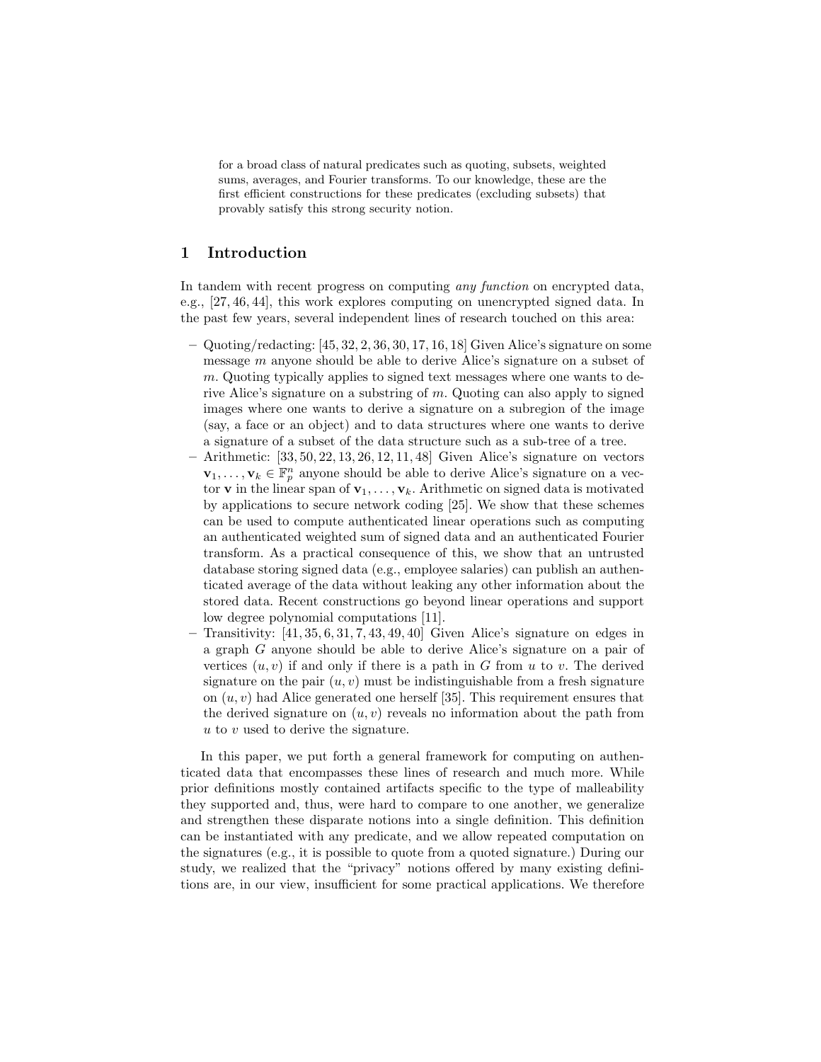for a broad class of natural predicates such as quoting, subsets, weighted sums, averages, and Fourier transforms. To our knowledge, these are the first efficient constructions for these predicates (excluding subsets) that provably satisfy this strong security notion.

## 1 Introduction

In tandem with recent progress on computing *any function* on encrypted data, e.g., [27, 46, 44], this work explores computing on unencrypted signed data. In the past few years, several independent lines of research touched on this area:

- Quoting/redacting: [45, 32, 2, 36, 30, 17, 16, 18] Given Alice's signature on some message $m$ anyone should be able to derive Alice's signature on a subset of $m$. Quoting typically applies to signed text messages where one wants to derive Alice's signature on a substring of $m$. Quoting can also apply to signed images where one wants to derive a signature on a subregion of the image (say, a face or an object) and to data structures where one wants to derive a signature of a subset of the data structure such as a sub-tree of a tree.
- Arithmetic: [33, 50, 22, 13, 26, 12, 11, 48] Given Alice's signature on vectors $\mathbf{v}_1, \ldots, \mathbf{v}_k \in \mathbb{F}_p^n$ anyone should be able to derive Alice's signature on a vector $\mathbf{v}$ in the linear span of $\mathbf{v}_1, \ldots, \mathbf{v}_k$. Arithmetic on signed data is motivated by applications to secure network coding [25]. We show that these schemes can be used to compute authenticated linear operations such as computing an authenticated weighted sum of signed data and an authenticated Fourier transform. As a practical consequence of this, we show that an untrusted database storing signed data (e.g., employee salaries) can publish an authenticated average of the data without leaking any other information about the stored data. Recent constructions go beyond linear operations and support low degree polynomial computations [11].
- Transitivity: [41, 35, 6, 31, 7, 43, 49, 40] Given Alice's signature on edges in a graph $G$ anyone should be able to derive Alice's signature on a pair of vertices $(u, v)$ if and only if there is a path in $G$ from $u$ to $v$. The derived signature on the pair $(u, v)$ must be indistinguishable from a fresh signature on $(u, v)$ had Alice generated one herself [35]. This requirement ensures that the derived signature on $(u, v)$ reveals no information about the path from $u$ to $v$ used to derive the signature.

In this paper, we put forth a general framework for computing on authenticated data that encompasses these lines of research and much more. While prior definitions mostly contained artifacts specific to the type of malleability they supported and, thus, were hard to compare to one another, we generalize and strengthen these disparate notions into a single definition. This definition can be instantiated with any predicate, and we allow repeated computation on the signatures (e.g., it is possible to quote from a quoted signature.) During our study, we realized that the "privacy" notions offered by many existing definitions are, in our view, insufficient for some practical applications. We therefore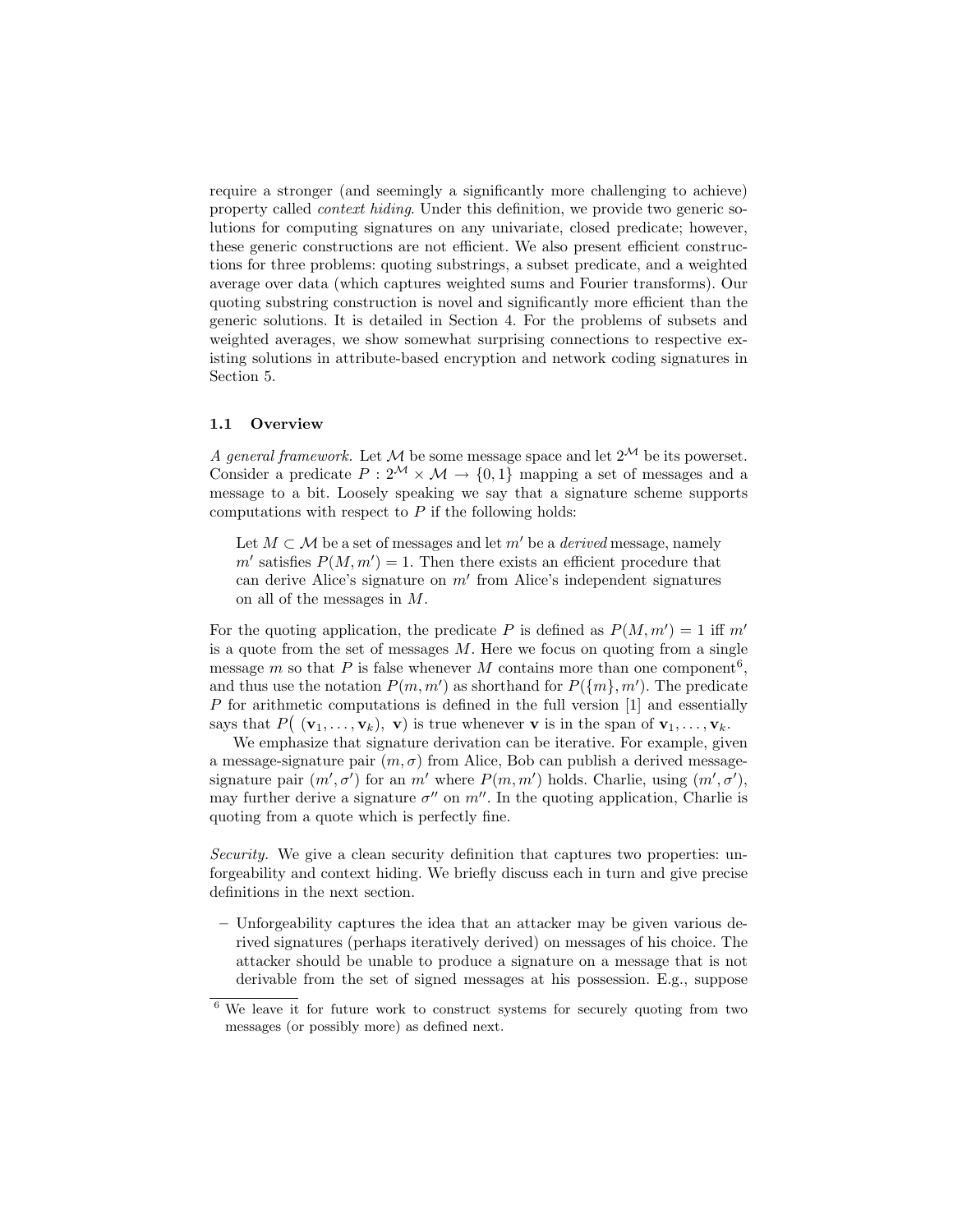require a stronger (and seemingly a significantly more challenging to achieve) property called *context hiding*. Under this definition, we provide two generic solutions for computing signatures on any univariate, closed predicate; however, these generic constructions are not efficient. We also present efficient constructions for three problems: quoting substrings, a subset predicate, and a weighted average over data (which captures weighted sums and Fourier transforms). Our quoting substring construction is novel and significantly more efficient than the generic solutions. It is detailed in Section 4. For the problems of subsets and weighted averages, we show somewhat surprising connections to respective existing solutions in attribute-based encryption and network coding signatures in Section 5.

### 1.1 Overview

*A general framework.* Let $\mathcal{M}$ be some message space and let $2^{\mathcal{M}}$ be its powerset. Consider a predicate $P : 2^{\mathcal{M}} \times \mathcal{M} \rightarrow \{0, 1\}$ mapping a set of messages and a message to a bit. Loosely speaking we say that a signature scheme supports computations with respect to $P$ if the following holds:

> Let $M \subset \mathcal{M}$ be a set of messages and let $m'$ be a *derived* message, namely $m'$ satisfies $P(M, m') = 1$. Then there exists an efficient procedure that can derive Alice's signature on $m'$ from Alice's independent signatures on all of the messages in $M$.

For the quoting application, the predicate $P$ is defined as $P(M, m') = 1$ iff $m'$ is a quote from the set of messages $M$. Here we focus on quoting from a single message $m$ so that $P$ is false whenever $M$ contains more than one component[6], and thus use the notation $P(m, m')$ as shorthand for $P(\{m\}, m')$. The predicate $P$ for arithmetic computations is defined in the full version [1] and essentially says that $P\big(\ (\mathbf{v}_1, \ldots, \mathbf{v}_k),\ \mathbf{v}\big)$ is true whenever $\mathbf{v}$ is in the span of $\mathbf{v}_1, \ldots, \mathbf{v}_k$.

We emphasize that signature derivation can be iterative. For example, given a message-signature pair $(m, \sigma)$ from Alice, Bob can publish a derived message-signature pair $(m', \sigma')$ for an $m'$ where $P(m, m')$ holds. Charlie, using $(m', \sigma')$, may further derive a signature $\sigma''$ on $m''$. In the quoting application, Charlie is quoting from a quote which is perfectly fine.

*Security.* We give a clean security definition that captures two properties: unforgeability and context hiding. We briefly discuss each in turn and give precise definitions in the next section.

- Unforgeability captures the idea that an attacker may be given various derived signatures (perhaps iteratively derived) on messages of his choice. The attacker should be unable to produce a signature on a message that is not derivable from the set of signed messages at his possession. E.g., suppose

[6] We leave it for future work to construct systems for securely quoting from two messages (or possibly more) as defined next.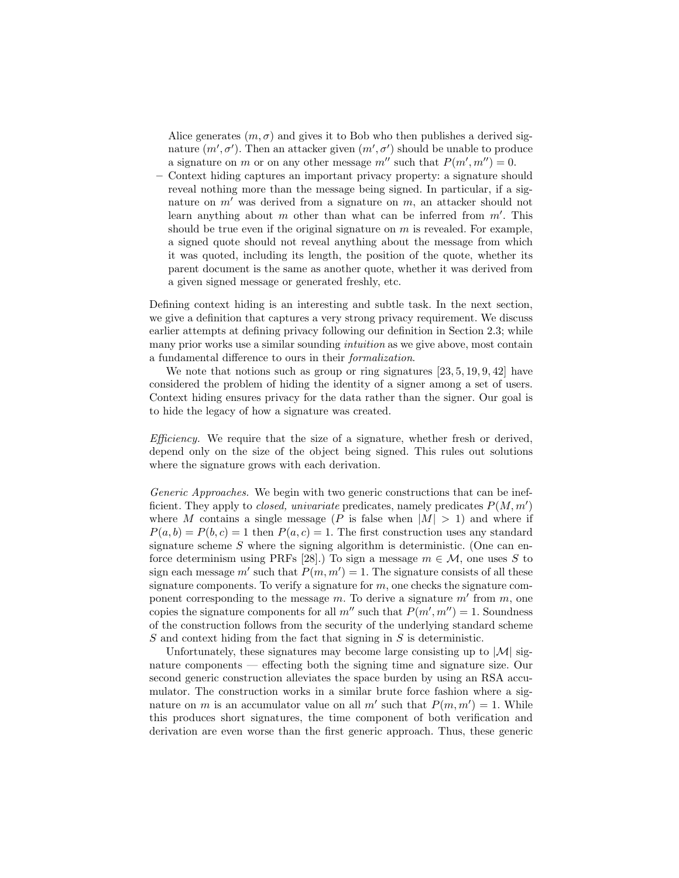Alice generates $(m, \sigma)$ and gives it to Bob who then publishes a derived signature $(m', \sigma')$. Then an attacker given $(m', \sigma')$ should be unable to produce a signature on $m$ or on any other message $m''$ such that $P(m', m'') = 0$.

- Context hiding captures an important privacy property: a signature should reveal nothing more than the message being signed. In particular, if a signature on $m'$ was derived from a signature on $m$, an attacker should not learn anything about $m$ other than what can be inferred from $m'$. This should be true even if the original signature on $m$ is revealed. For example, a signed quote should not reveal anything about the message from which it was quoted, including its length, the position of the quote, whether its parent document is the same as another quote, whether it was derived from a given signed message or generated freshly, etc.

Defining context hiding is an interesting and subtle task. In the next section, we give a definition that captures a very strong privacy requirement. We discuss earlier attempts at defining privacy following our definition in Section 2.3; while many prior works use a similar sounding *intuition* as we give above, most contain a fundamental difference to ours in their *formalization*.

We note that notions such as group or ring signatures [23, 5, 19, 9, 42] have considered the problem of hiding the identity of a signer among a set of users. Context hiding ensures privacy for the data rather than the signer. Our goal is to hide the legacy of how a signature was created.

*Efficiency.* We require that the size of a signature, whether fresh or derived, depend only on the size of the object being signed. This rules out solutions where the signature grows with each derivation.

*Generic Approaches.* We begin with two generic constructions that can be inefficient. They apply to *closed, univariate* predicates, namely predicates $P(M, m')$ where $M$ contains a single message ($P$ is false when $|M| > 1$) and where if $P(a, b) = P(b, c) = 1$ then $P(a, c) = 1$. The first construction uses any standard signature scheme $S$ where the signing algorithm is deterministic. (One can enforce determinism using PRFs [28].) To sign a message $m \in \mathcal{M}$, one uses $S$ to sign each message $m'$ such that $P(m, m') = 1$. The signature consists of all these signature components. To verify a signature for $m$, one checks the signature component corresponding to the message $m$. To derive a signature $m'$ from $m$, one copies the signature components for all $m''$ such that $P(m', m'') = 1$. Soundness of the construction follows from the security of the underlying standard scheme $S$ and context hiding from the fact that signing in $S$ is deterministic.

Unfortunately, these signatures may become large consisting up to $|\mathcal{M}|$ signature components — effecting both the signing time and signature size. Our second generic construction alleviates the space burden by using an RSA accumulator. The construction works in a similar brute force fashion where a signature on $m$ is an accumulator value on all $m'$ such that $P(m, m') = 1$. While this produces short signatures, the time component of both verification and derivation are even worse than the first generic approach. Thus, these generic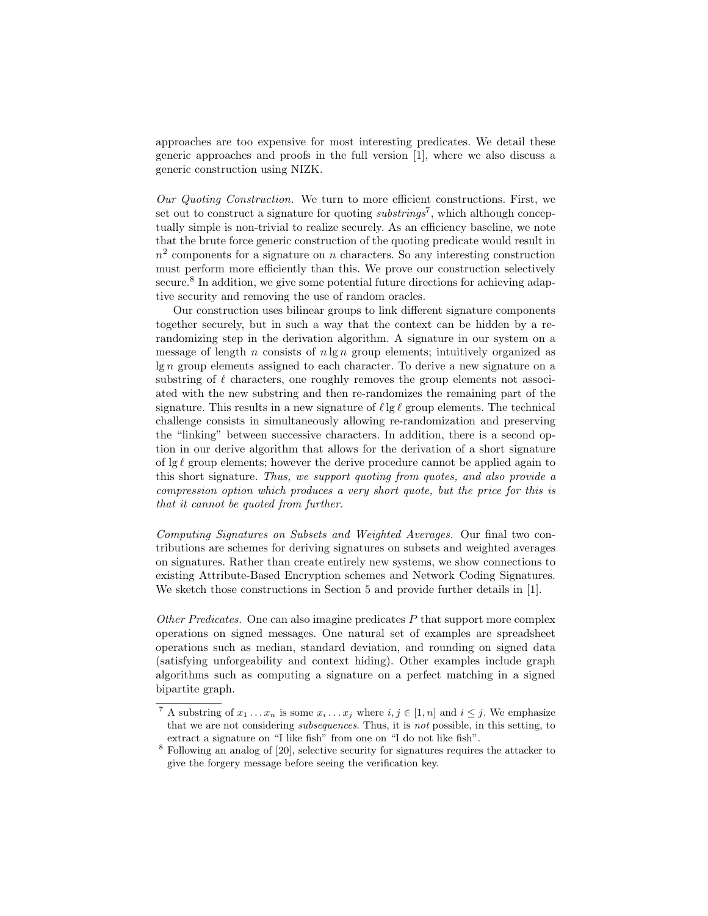approaches are too expensive for most interesting predicates. We detail these generic approaches and proofs in the full version [1], where we also discuss a generic construction using NIZK.

*Our Quoting Construction.* We turn to more efficient constructions. First, we set out to construct a signature for quoting *substrings*[7], which although conceptually simple is non-trivial to realize securely. As an efficiency baseline, we note that the brute force generic construction of the quoting predicate would result in $n^2$ components for a signature on $n$ characters. So any interesting construction must perform more efficiently than this. We prove our construction selectively secure.[8] In addition, we give some potential future directions for achieving adaptive security and removing the use of random oracles.

Our construction uses bilinear groups to link different signature components together securely, but in such a way that the context can be hidden by a re-randomizing step in the derivation algorithm. A signature in our system on a message of length $n$ consists of $n \lg n$ group elements; intuitively organized as $\lg n$ group elements assigned to each character. To derive a new signature on a substring of $\ell$ characters, one roughly removes the group elements not associated with the new substring and then re-randomizes the remaining part of the signature. This results in a new signature of $\ell \lg \ell$ group elements. The technical challenge consists in simultaneously allowing re-randomization and preserving the "linking" between successive characters. In addition, there is a second option in our derive algorithm that allows for the derivation of a short signature of $\lg \ell$ group elements; however the derive procedure cannot be applied again to this short signature. *Thus, we support quoting from quotes, and also provide a compression option which produces a very short quote, but the price for this is that it cannot be quoted from further.*

*Computing Signatures on Subsets and Weighted Averages.* Our final two contributions are schemes for deriving signatures on subsets and weighted averages on signatures. Rather than create entirely new systems, we show connections to existing Attribute-Based Encryption schemes and Network Coding Signatures. We sketch those constructions in Section 5 and provide further details in [1].

*Other Predicates.* One can also imagine predicates $P$ that support more complex operations on signed messages. One natural set of examples are spreadsheet operations such as median, standard deviation, and rounding on signed data (satisfying unforgeability and context hiding). Other examples include graph algorithms such as computing a signature on a perfect matching in a signed bipartite graph.

---

[7] A substring of $x_1 \dots x_n$ is some $x_i \dots x_j$ where $i, j \in [1, n]$ and $i \leq j$. We emphasize that we are not considering *subsequences*. Thus, it is *not* possible, in this setting, to extract a signature on "I like fish" from one on "I do not like fish".

[8] Following an analog of [20], selective security for signatures requires the attacker to give the forgery message before seeing the verification key.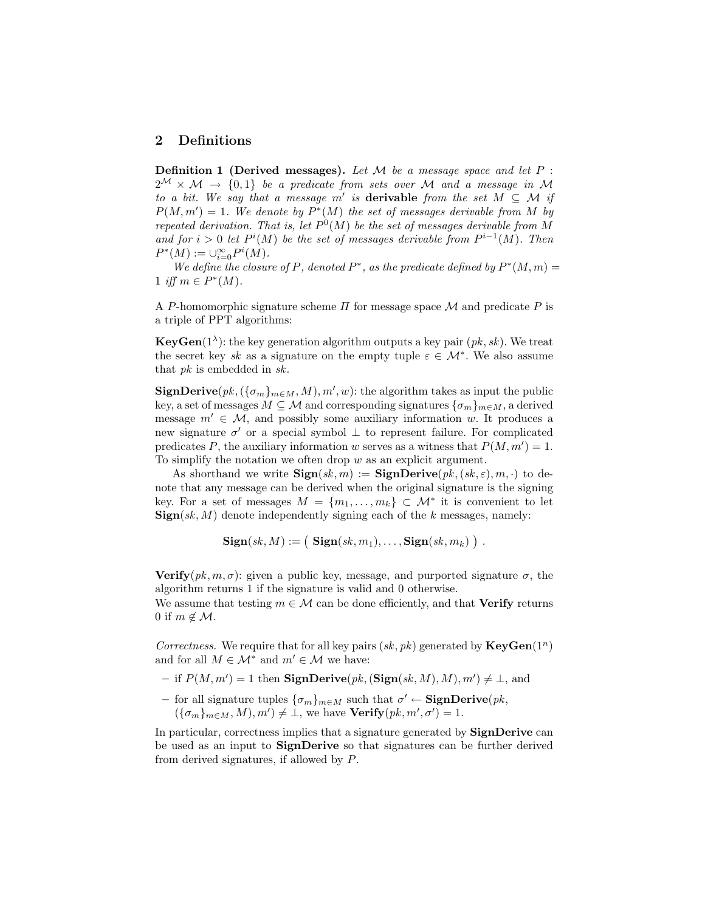## 2 Definitions

**Definition 1 (Derived messages).** *Let $\mathcal{M}$ be a message space and let $P : 2^{\mathcal{M}} \times \mathcal{M} \to \{0,1\}$ be a predicate from sets over $\mathcal{M}$ and a message in $\mathcal{M}$ to a bit. We say that a message $m'$ is* **derivable** *from the set $M \subseteq \mathcal{M}$ if $P(M, m') = 1$. We denote by $P^*(M)$ the set of messages derivable from $M$ by repeated derivation. That is, let $P^0(M)$ be the set of messages derivable from $M$ and for $i > 0$ let $P^i(M)$ be the set of messages derivable from $P^{i-1}(M)$. Then $P^*(M) := \cup_{i=0}^{\infty} P^i(M)$.*

*We define the closure of $P$, denoted $P^*$, as the predicate defined by $P^*(M, m) = 1$ iff $m \in P^*(M)$.*

A $P$-homomorphic signature scheme $\Pi$ for message space $\mathcal{M}$ and predicate $P$ is a triple of PPT algorithms:

**KeyGen**$(1^\lambda)$: the key generation algorithm outputs a key pair $(pk, sk)$. We treat the secret key $sk$ as a signature on the empty tuple $\varepsilon \in \mathcal{M}^*$. We also assume that $pk$ is embedded in $sk$.

**SignDerive**$(pk, (\{\sigma_m\}_{m \in M}, M), m', w)$: the algorithm takes as input the public key, a set of messages $M \subseteq \mathcal{M}$ and corresponding signatures $\{\sigma_m\}_{m \in M}$, a derived message $m' \in \mathcal{M}$, and possibly some auxiliary information $w$. It produces a new signature $\sigma'$ or a special symbol $\perp$ to represent failure. For complicated predicates $P$, the auxiliary information $w$ serves as a witness that $P(M, m') = 1$. To simplify the notation we often drop $w$ as an explicit argument.

As shorthand we write $\mathbf{Sign}(sk, m) := \mathbf{SignDerive}(pk, (sk, \varepsilon), m, \cdot)$ to denote that any message can be derived when the original signature is the signing key. For a set of messages $M = \{m_1, \ldots, m_k\} \subset \mathcal{M}^*$ it is convenient to let $\mathbf{Sign}(sk, M)$ denote independently signing each of the $k$ messages, namely:

$$\mathbf{Sign}(sk, M) := \big(\ \mathbf{Sign}(sk, m_1), \ldots, \mathbf{Sign}(sk, m_k)\ \big)\ .$$

**Verify**$(pk, m, \sigma)$: given a public key, message, and purported signature $\sigma$, the algorithm returns 1 if the signature is valid and 0 otherwise.
We assume that testing $m \in \mathcal{M}$ can be done efficiently, and that **Verify** returns 0 if $m \notin \mathcal{M}$.

*Correctness.* We require that for all key pairs $(sk, pk)$ generated by **KeyGen**$(1^n)$ and for all $M \in \mathcal{M}^*$ and $m' \in \mathcal{M}$ we have:

- if $P(M, m') = 1$ then $\mathbf{SignDerive}(pk, (\mathbf{Sign}(sk, M), M), m') \neq \perp$, and
- for all signature tuples $\{\sigma_m\}_{m \in M}$ such that $\sigma' \leftarrow \mathbf{SignDerive}(pk, (\{\sigma_m\}_{m \in M}, M), m') \neq \perp$, we have $\mathbf{Verify}(pk, m', \sigma') = 1$.

In particular, correctness implies that a signature generated by **SignDerive** can be used as an input to **SignDerive** so that signatures can be further derived from derived signatures, if allowed by $P$.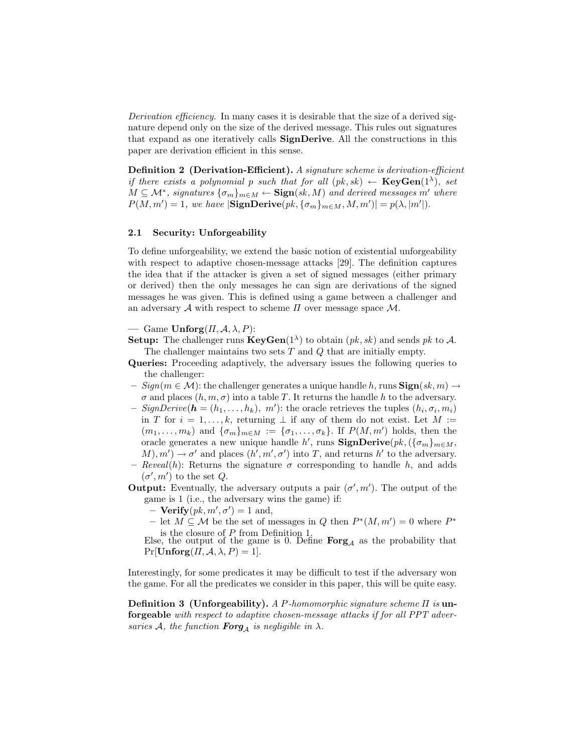*Derivation efficiency.* In many cases it is desirable that the size of a derived signature depend only on the size of the derived message. This rules out signatures that expand as one iteratively calls **SignDerive**. All the constructions in this paper are derivation efficient in this sense.

**Definition 2 (Derivation-Efficient).** *A signature scheme is derivation-efficient if there exists a polynomial $p$ such that for all $(pk, sk) \leftarrow$ **KeyGen**$(1^\lambda)$, set $M \subseteq \mathcal{M}^*$, signatures $\{\sigma_m\}_{m \in M} \leftarrow$ **Sign**$(sk, M)$ and derived messages $m'$ where $P(M, m') = 1$, we have $|$**SignDerive**$(pk, \{\sigma_m\}_{m \in M}, M, m')| = p(\lambda, |m'|)$.*

### 2.1 Security: Unforgeability

To define unforgeability, we extend the basic notion of existential unforgeability with respect to adaptive chosen-message attacks [29]. The definition captures the idea that if the attacker is given a set of signed messages (either primary or derived) then the only messages he can sign are derivations of the signed messages he was given. This is defined using a game between a challenger and an adversary $\mathcal{A}$ with respect to scheme $\Pi$ over message space $\mathcal{M}$.

— Game **Unforg**$(\Pi, \mathcal{A}, \lambda, P)$:

**Setup:** The challenger runs **KeyGen**$(1^\lambda)$ to obtain $(pk, sk)$ and sends $pk$ to $\mathcal{A}$. The challenger maintains two sets $T$ and $Q$ that are initially empty.

**Queries:** Proceeding adaptively, the adversary issues the following queries to the challenger:

- *Sign*$(m \in \mathcal{M})$: the challenger generates a unique handle $h$, runs **Sign**$(sk, m) \rightarrow \sigma$ and places $(h, m, \sigma)$ into a table $T$. It returns the handle $h$ to the adversary.
- *SignDerive*$(\boldsymbol{h} = (h_1, \dots, h_k),\ m')$: the oracle retrieves the tuples $(h_i, \sigma_i, m_i)$ in $T$ for $i = 1, \dots, k$, returning $\perp$ if any of them do not exist. Let $M := (m_1, \dots, m_k)$ and $\{\sigma_m\}_{m \in M} := \{\sigma_1, \dots, \sigma_k\}$. If $P(M, m')$ holds, then the oracle generates a new unique handle $h'$, runs **SignDerive**$(pk, (\{\sigma_m\}_{m \in M}, M), m') \rightarrow \sigma'$ and places $(h', m', \sigma')$ into $T$, and returns $h'$ to the adversary.
- *Reveal*$(h)$: Returns the signature $\sigma$ corresponding to handle $h$, and adds $(\sigma', m')$ to the set $Q$.

**Output:** Eventually, the adversary outputs a pair $(\sigma', m')$. The output of the game is 1 (i.e., the adversary wins the game) if:
- **Verify**$(pk, m', \sigma') = 1$ and,
- let $M \subseteq \mathcal{M}$ be the set of messages in $Q$ then $P^*(M, m') = 0$ where $P^*$ is the closure of $P$ from Definition 1.

Else, the output of the game is 0. Define **Forg**$_\mathcal{A}$ as the probability that $\Pr[$**Unforg**$(\Pi, \mathcal{A}, \lambda, P) = 1]$.

Interestingly, for some predicates it may be difficult to test if the adversary won the game. For all the predicates we consider in this paper, this will be quite easy.

**Definition 3 (Unforgeability).** *A $P$-homomorphic signature scheme $\Pi$ is* **unforgeable** *with respect to adaptive chosen-message attacks if for all PPT adversaries $\mathcal{A}$, the function* ***Forg***$_\mathcal{A}$ *is negligible in $\lambda$.*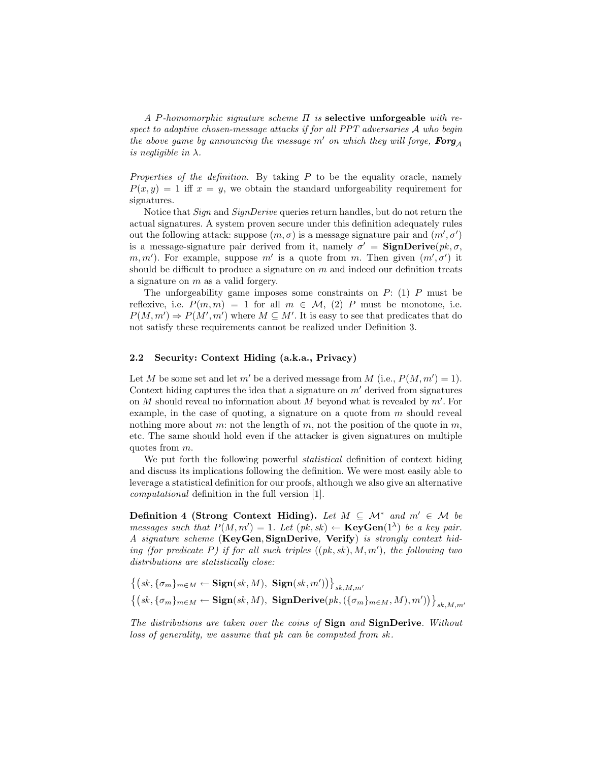*A P-homomorphic signature scheme $\Pi$ is* **selective unforgeable** *with respect to adaptive chosen-message attacks if for all PPT adversaries $\mathcal{A}$ who begin the above game by announcing the message $m'$ on which they will forge, $\textbf{Forg}_{\mathcal{A}}$ is negligible in $\lambda$.*

*Properties of the definition.* By taking $P$ to be the equality oracle, namely $P(x, y) = 1$ iff $x = y$, we obtain the standard unforgeability requirement for signatures.

Notice that *Sign* and *SignDerive* queries return handles, but do not return the actual signatures. A system proven secure under this definition adequately rules out the following attack: suppose $(m, \sigma)$ is a message signature pair and $(m', \sigma')$ is a message-signature pair derived from it, namely $\sigma' = \textbf{SignDerive}(pk, \sigma, m, m')$. For example, suppose $m'$ is a quote from $m$. Then given $(m', \sigma')$ it should be difficult to produce a signature on $m$ and indeed our definition treats a signature on $m$ as a valid forgery.

The unforgeability game imposes some constraints on $P$: (1) $P$ must be reflexive, i.e. $P(m, m) = 1$ for all $m \in \mathcal{M}$, (2) $P$ must be monotone, i.e. $P(M, m') \Rightarrow P(M', m')$ where $M \subseteq M'$. It is easy to see that predicates that do not satisfy these requirements cannot be realized under Definition 3.

### 2.2 Security: Context Hiding (a.k.a., Privacy)

Let $M$ be some set and let $m'$ be a derived message from $M$ (i.e., $P(M, m') = 1$). Context hiding captures the idea that a signature on $m'$ derived from signatures on $M$ should reveal no information about $M$ beyond what is revealed by $m'$. For example, in the case of quoting, a signature on a quote from $m$ should reveal nothing more about $m$: not the length of $m$, not the position of the quote in $m$, etc. The same should hold even if the attacker is given signatures on multiple quotes from $m$.

We put forth the following powerful *statistical* definition of context hiding and discuss its implications following the definition. We were most easily able to leverage a statistical definition for our proofs, although we also give an alternative *computational* definition in the full version [1].

**Definition 4 (Strong Context Hiding).** *Let $M \subseteq \mathcal{M}^*$ and $m' \in \mathcal{M}$ be messages such that $P(M, m') = 1$. Let $(pk, sk) \leftarrow \textbf{KeyGen}(1^\lambda)$ be a key pair. A signature scheme $(\textbf{KeyGen}, \textbf{SignDerive}, \textbf{Verify})$ is strongly context hiding (for predicate $P$) if for all such triples $((pk, sk), M, m')$, the following two distributions are statistically close:*

$$\left\{\left(sk, \{\sigma_m\}_{m \in M} \leftarrow \textbf{Sign}(sk, M),\ \textbf{Sign}(sk, m')\right)\right\}_{sk, M, m'}$$
$$\left\{\left(sk, \{\sigma_m\}_{m \in M} \leftarrow \textbf{Sign}(sk, M),\ \textbf{SignDerive}(pk, (\{\sigma_m\}_{m \in M}, M), m')\right)\right\}_{sk, M, m'}$$

*The distributions are taken over the coins of* **Sign** *and* **SignDerive**. *Without loss of generality, we assume that $pk$ can be computed from $sk$.*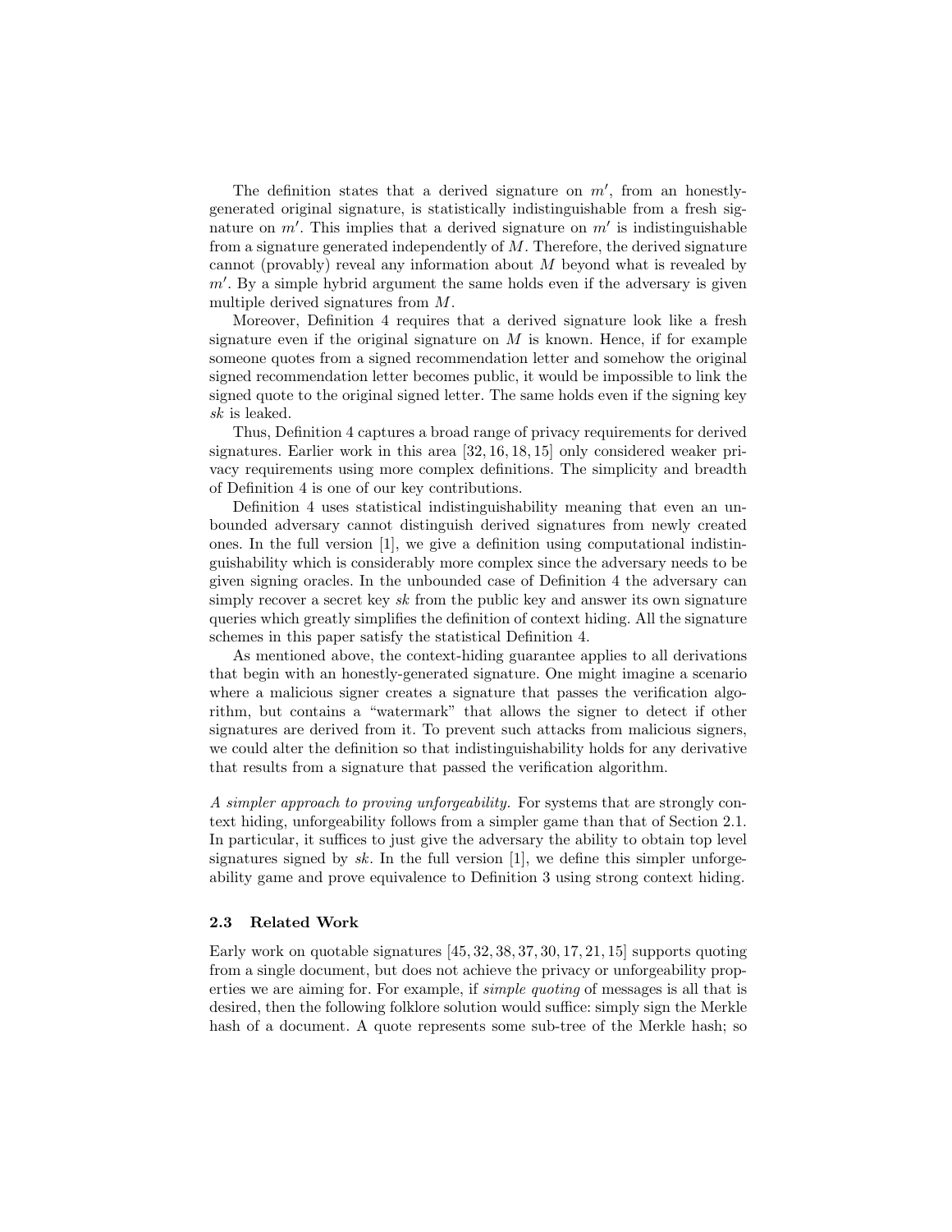The definition states that a derived signature on $m'$, from an honestly-generated original signature, is statistically indistinguishable from a fresh signature on $m'$. This implies that a derived signature on $m'$ is indistinguishable from a signature generated independently of $M$. Therefore, the derived signature cannot (provably) reveal any information about $M$ beyond what is revealed by $m'$. By a simple hybrid argument the same holds even if the adversary is given multiple derived signatures from $M$.

Moreover, Definition 4 requires that a derived signature look like a fresh signature even if the original signature on $M$ is known. Hence, if for example someone quotes from a signed recommendation letter and somehow the original signed recommendation letter becomes public, it would be impossible to link the signed quote to the original signed letter. The same holds even if the signing key $sk$ is leaked.

Thus, Definition 4 captures a broad range of privacy requirements for derived signatures. Earlier work in this area [32, 16, 18, 15] only considered weaker privacy requirements using more complex definitions. The simplicity and breadth of Definition 4 is one of our key contributions.

Definition 4 uses statistical indistinguishability meaning that even an unbounded adversary cannot distinguish derived signatures from newly created ones. In the full version [1], we give a definition using computational indistinguishability which is considerably more complex since the adversary needs to be given signing oracles. In the unbounded case of Definition 4 the adversary can simply recover a secret key $sk$ from the public key and answer its own signature queries which greatly simplifies the definition of context hiding. All the signature schemes in this paper satisfy the statistical Definition 4.

As mentioned above, the context-hiding guarantee applies to all derivations that begin with an honestly-generated signature. One might imagine a scenario where a malicious signer creates a signature that passes the verification algorithm, but contains a "watermark" that allows the signer to detect if other signatures are derived from it. To prevent such attacks from malicious signers, we could alter the definition so that indistinguishability holds for any derivative that results from a signature that passed the verification algorithm.

*A simpler approach to proving unforgeability.* For systems that are strongly context hiding, unforgeability follows from a simpler game than that of Section 2.1. In particular, it suffices to just give the adversary the ability to obtain top level signatures signed by $sk$. In the full version [1], we define this simpler unforgeability game and prove equivalence to Definition 3 using strong context hiding.

### 2.3 Related Work

Early work on quotable signatures [45, 32, 38, 37, 30, 17, 21, 15] supports quoting from a single document, but does not achieve the privacy or unforgeability properties we are aiming for. For example, if *simple quoting* of messages is all that is desired, then the following folklore solution would suffice: simply sign the Merkle hash of a document. A quote represents some sub-tree of the Merkle hash; so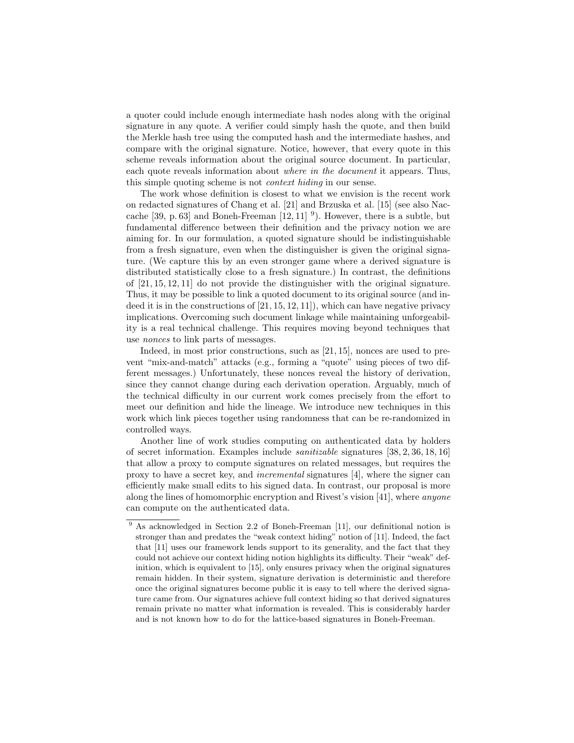a quoter could include enough intermediate hash nodes along with the original signature in any quote. A verifier could simply hash the quote, and then build the Merkle hash tree using the computed hash and the intermediate hashes, and compare with the original signature. Notice, however, that every quote in this scheme reveals information about the original source document. In particular, each quote reveals information about *where in the document* it appears. Thus, this simple quoting scheme is not *context hiding* in our sense.

The work whose definition is closest to what we envision is the recent work on redacted signatures of Chang et al. [21] and Brzuska et al. [15] (see also Naccache [39, p. 63] and Boneh-Freeman [12, 11] [9]). However, there is a subtle, but fundamental difference between their definition and the privacy notion we are aiming for. In our formulation, a quoted signature should be indistinguishable from a fresh signature, even when the distinguisher is given the original signature. (We capture this by an even stronger game where a derived signature is distributed statistically close to a fresh signature.) In contrast, the definitions of [21, 15, 12, 11] do not provide the distinguisher with the original signature. Thus, it may be possible to link a quoted document to its original source (and indeed it is in the constructions of [21, 15, 12, 11]), which can have negative privacy implications. Overcoming such document linkage while maintaining unforgeability is a real technical challenge. This requires moving beyond techniques that use *nonces* to link parts of messages.

Indeed, in most prior constructions, such as [21, 15], nonces are used to prevent "mix-and-match" attacks (e.g., forming a "quote" using pieces of two different messages.) Unfortunately, these nonces reveal the history of derivation, since they cannot change during each derivation operation. Arguably, much of the technical difficulty in our current work comes precisely from the effort to meet our definition and hide the lineage. We introduce new techniques in this work which link pieces together using randomness that can be re-randomized in controlled ways.

Another line of work studies computing on authenticated data by holders of secret information. Examples include *sanitizable* signatures [38, 2, 36, 18, 16] that allow a proxy to compute signatures on related messages, but requires the proxy to have a secret key, and *incremental* signatures [4], where the signer can efficiently make small edits to his signed data. In contrast, our proposal is more along the lines of homomorphic encryption and Rivest's vision [41], where *anyone* can compute on the authenticated data.

---

[9] As acknowledged in Section 2.2 of Boneh-Freeman [11], our definitional notion is stronger than and predates the "weak context hiding" notion of [11]. Indeed, the fact that [11] uses our framework lends support to its generality, and the fact that they could not achieve our context hiding notion highlights its difficulty. Their "weak" definition, which is equivalent to [15], only ensures privacy when the original signatures remain hidden. In their system, signature derivation is deterministic and therefore once the original signatures become public it is easy to tell where the derived signature came from. Our signatures achieve full context hiding so that derived signatures remain private no matter what information is revealed. This is considerably harder and is not known how to do for the lattice-based signatures in Boneh-Freeman.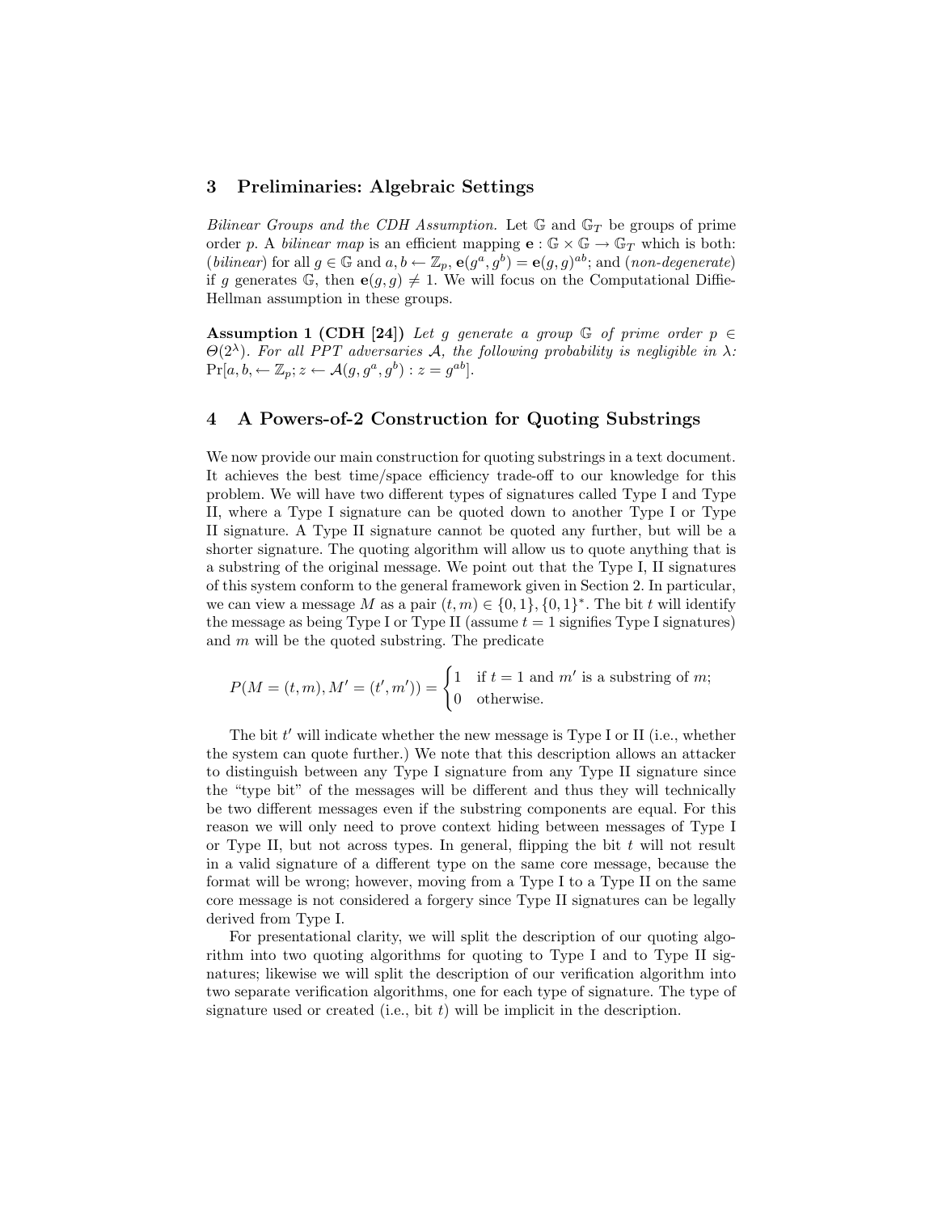## 3 Preliminaries: Algebraic Settings

*Bilinear Groups and the CDH Assumption.* Let $\mathbb{G}$ and $\mathbb{G}_T$ be groups of prime order $p$. A *bilinear map* is an efficient mapping $\mathbf{e} : \mathbb{G} \times \mathbb{G} \rightarrow \mathbb{G}_T$ which is both: (*bilinear*) for all $g \in \mathbb{G}$ and $a, b \leftarrow \mathbb{Z}_p$, $\mathbf{e}(g^a, g^b) = \mathbf{e}(g, g)^{ab}$; and (*non-degenerate*) if $g$ generates $\mathbb{G}$, then $\mathbf{e}(g, g) \neq 1$. We will focus on the Computational Diffie-Hellman assumption in these groups.

**Assumption 1 (CDH [24])** *Let $g$ generate a group $\mathbb{G}$ of prime order $p \in \Theta(2^\lambda)$. For all PPT adversaries $\mathcal{A}$, the following probability is negligible in $\lambda$: $\Pr[a, b, \leftarrow \mathbb{Z}_p; z \leftarrow \mathcal{A}(g, g^a, g^b) : z = g^{ab}]$.*

## 4 A Powers-of-2 Construction for Quoting Substrings

We now provide our main construction for quoting substrings in a text document. It achieves the best time/space efficiency trade-off to our knowledge for this problem. We will have two different types of signatures called Type I and Type II, where a Type I signature can be quoted down to another Type I or Type II signature. A Type II signature cannot be quoted any further, but will be a shorter signature. The quoting algorithm will allow us to quote anything that is a substring of the original message. We point out that the Type I, II signatures of this system conform to the general framework given in Section 2. In particular, we can view a message $M$ as a pair $(t, m) \in \{0,1\}, \{0,1\}^*$. The bit $t$ will identify the message as being Type I or Type II (assume $t = 1$ signifies Type I signatures) and $m$ will be the quoted substring. The predicate

$$P(M = (t, m), M' = (t', m')) = \begin{cases} 1 & \text{if } t = 1 \text{ and } m' \text{ is a substring of } m; \\ 0 & \text{otherwise.} \end{cases}$$

The bit $t'$ will indicate whether the new message is Type I or II (i.e., whether the system can quote further.) We note that this description allows an attacker to distinguish between any Type I signature from any Type II signature since the "type bit" of the messages will be different and thus they will technically be two different messages even if the substring components are equal. For this reason we will only need to prove context hiding between messages of Type I or Type II, but not across types. In general, flipping the bit $t$ will not result in a valid signature of a different type on the same core message, because the format will be wrong; however, moving from a Type I to a Type II on the same core message is not considered a forgery since Type II signatures can be legally derived from Type I.

For presentational clarity, we will split the description of our quoting algorithm into two quoting algorithms for quoting to Type I and to Type II signatures; likewise we will split the description of our verification algorithm into two separate verification algorithms, one for each type of signature. The type of signature used or created (i.e., bit $t$) will be implicit in the description.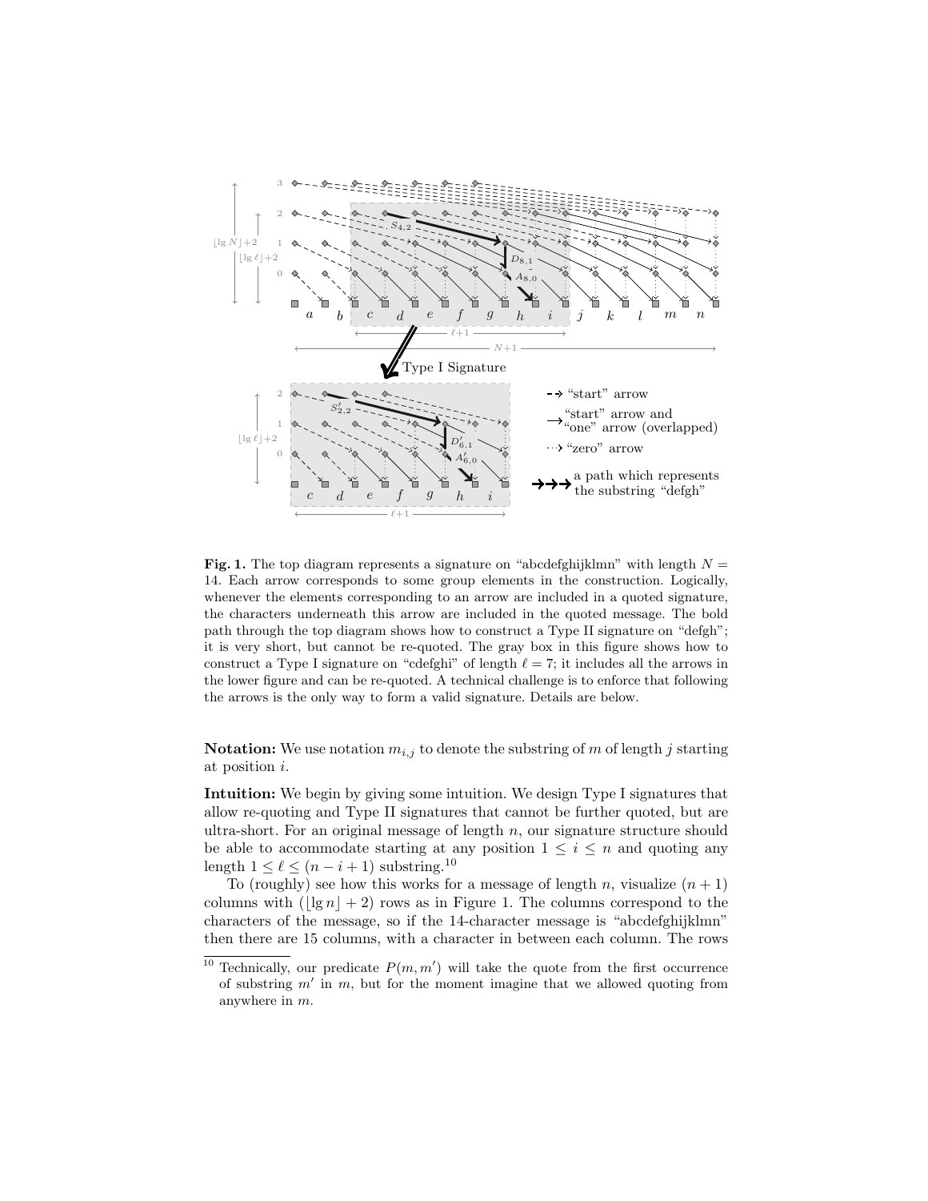**Fig. 1.** The top diagram represents a signature on "abcdefghijklmn" with length $N = 14$. Each arrow corresponds to some group elements in the construction. Logically, whenever the elements corresponding to an arrow are included in a quoted signature, the characters underneath this arrow are included in the quoted message. The bold path through the top diagram shows how to construct a Type II signature on "defgh"; it is very short, but cannot be re-quoted. The gray box in this figure shows how to construct a Type I signature on "cdefghi" of length $\ell = 7$; it includes all the arrows in the lower figure and can be re-quoted. A technical challenge is to enforce that following the arrows is the only way to form a valid signature. Details are below.

**Notation:** We use notation $m_{i,j}$ to denote the substring of $m$ of length $j$ starting at position $i$.

**Intuition:** We begin by giving some intuition. We design Type I signatures that allow re-quoting and Type II signatures that cannot be further quoted, but are ultra-short. For an original message of length $n$, our signature structure should be able to accommodate starting at any position $1 \leq i \leq n$ and quoting any length $1 \leq \ell \leq (n - i + 1)$ substring.[10]

To (roughly) see how this works for a message of length $n$, visualize $(n+1)$ columns with $(\lfloor \lg n \rfloor + 2)$ rows as in Figure 1. The columns correspond to the characters of the message, so if the 14-character message is "abcdefghijklmn" then there are 15 columns, with a character in between each column. The rows

[10] Technically, our predicate $P(m, m')$ will take the quote from the first occurrence of substring $m'$ in $m$, but for the moment imagine that we allowed quoting from anywhere in $m$.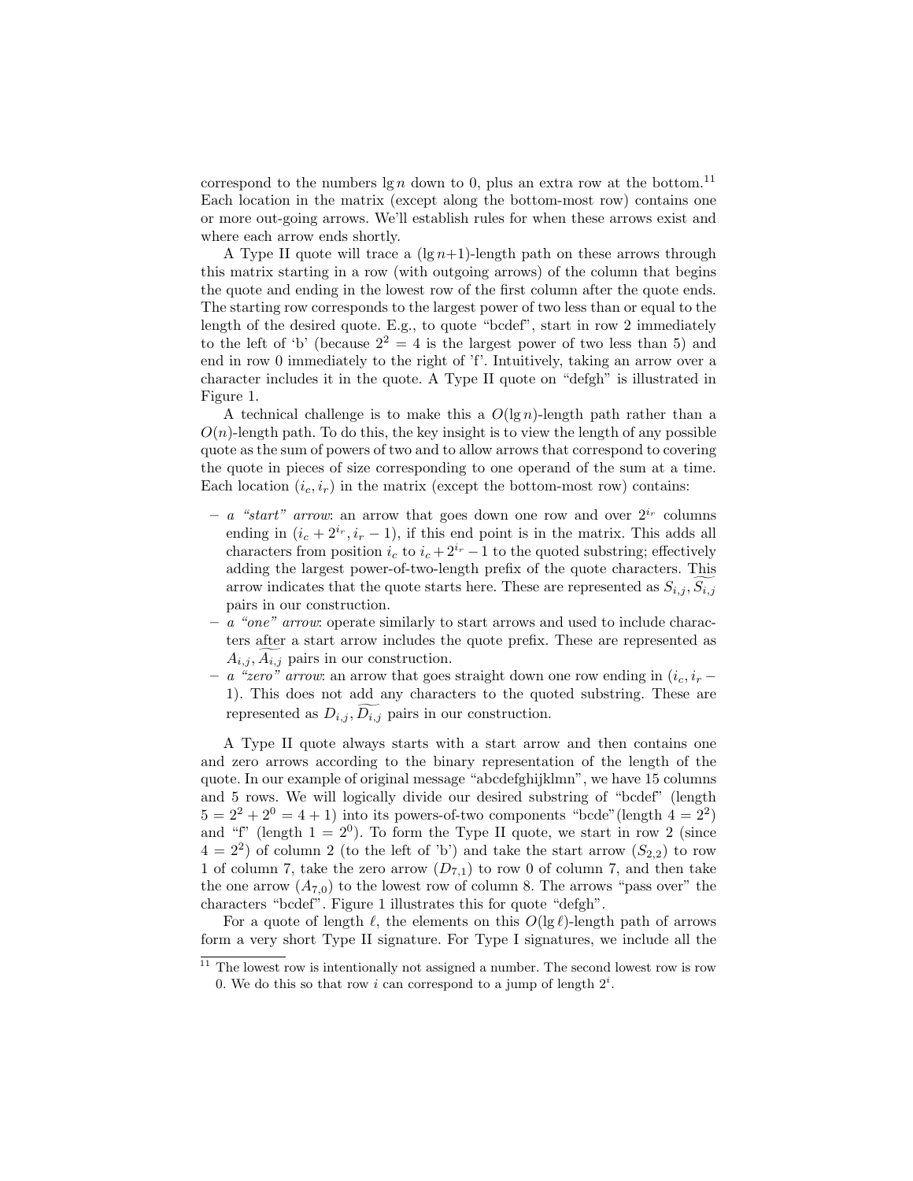correspond to the numbers $\lg n$ down to 0, plus an extra row at the bottom.[11] Each location in the matrix (except along the bottom-most row) contains one or more out-going arrows. We'll establish rules for when these arrows exist and where each arrow ends shortly.

A Type II quote will trace a $(\lg n{+}1)$-length path on these arrows through this matrix starting in a row (with outgoing arrows) of the column that begins the quote and ending in the lowest row of the first column after the quote ends. The starting row corresponds to the largest power of two less than or equal to the length of the desired quote. E.g., to quote "bcdef", start in row 2 immediately to the left of 'b' (because $2^2 = 4$ is the largest power of two less than 5) and end in row 0 immediately to the right of 'f'. Intuitively, taking an arrow over a character includes it in the quote. A Type II quote on "defgh" is illustrated in Figure 1.

A technical challenge is to make this a $O(\lg n)$-length path rather than a $O(n)$-length path. To do this, the key insight is to view the length of any possible quote as the sum of powers of two and to allow arrows that correspond to covering the quote in pieces of size corresponding to one operand of the sum at a time. Each location $(i_c, i_r)$ in the matrix (except the bottom-most row) contains:

- *a "start" arrow*: an arrow that goes down one row and over $2^{i_r}$ columns ending in $(i_c + 2^{i_r}, i_r - 1)$, if this end point is in the matrix. This adds all characters from position $i_c$ to $i_c + 2^{i_r} - 1$ to the quoted substring; effectively adding the largest power-of-two-length prefix of the quote characters. This arrow indicates that the quote starts here. These are represented as $S_{i,j}, \widetilde{S_{i,j}}$ pairs in our construction.
- *a "one" arrow*: operate similarly to start arrows and used to include characters after a start arrow includes the quote prefix. These are represented as $A_{i,j}, \widetilde{A_{i,j}}$ pairs in our construction.
- *a "zero" arrow*: an arrow that goes straight down one row ending in $(i_c, i_r - 1)$. This does not add any characters to the quoted substring. These are represented as $D_{i,j}, \widetilde{D_{i,j}}$ pairs in our construction.

A Type II quote always starts with a start arrow and then contains one and zero arrows according to the binary representation of the length of the quote. In our example of original message "abcdefghijklmn", we have 15 columns and 5 rows. We will logically divide our desired substring of "bcdef" (length $5 = 2^2 + 2^0 = 4 + 1$) into its powers-of-two components "bcde"(length $4 = 2^2$) and "f" (length $1 = 2^0$). To form the Type II quote, we start in row 2 (since $4 = 2^2$) of column 2 (to the left of 'b') and take the start arrow ($S_{2,2}$) to row 1 of column 7, take the zero arrow ($D_{7,1}$) to row 0 of column 7, and then take the one arrow ($A_{7,0}$) to the lowest row of column 8. The arrows "pass over" the characters "bcdef". Figure 1 illustrates this for quote "defgh".

For a quote of length $\ell$, the elements on this $O(\lg \ell)$-length path of arrows form a very short Type II signature. For Type I signatures, we include all the

[11] The lowest row is intentionally not assigned a number. The second lowest row is row 0. We do this so that row $i$ can correspond to a jump of length $2^i$.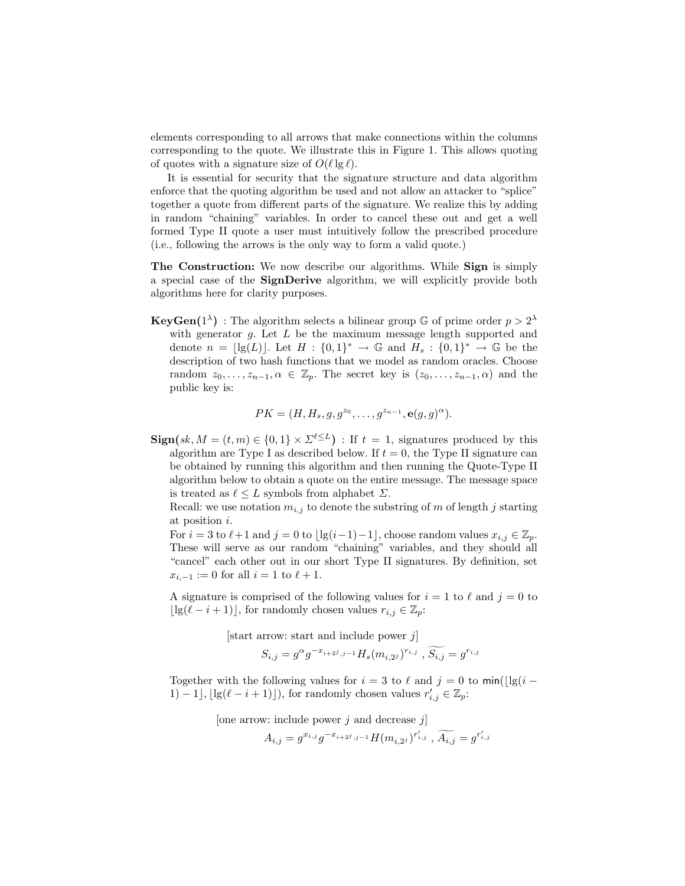elements corresponding to all arrows that make connections within the columns corresponding to the quote. We illustrate this in Figure 1. This allows quoting of quotes with a signature size of $O(\ell \lg \ell)$.

It is essential for security that the signature structure and data algorithm enforce that the quoting algorithm be used and not allow an attacker to "splice" together a quote from different parts of the signature. We realize this by adding in random "chaining" variables. In order to cancel these out and get a well formed Type II quote a user must intuitively follow the prescribed procedure (i.e., following the arrows is the only way to form a valid quote.)

**The Construction:** We now describe our algorithms. While **Sign** is simply a special case of the **SignDerive** algorithm, we will explicitly provide both algorithms here for clarity purposes.

**KeyGen($1^\lambda$)** : The algorithm selects a bilinear group $\mathbb{G}$ of prime order $p > 2^\lambda$ with generator $g$. Let $L$ be the maximum message length supported and denote $n = \lfloor \lg(L) \rfloor$. Let $H : \{0,1\}^* \to \mathbb{G}$ and $H_s : \{0,1\}^* \to \mathbb{G}$ be the description of two hash functions that we model as random oracles. Choose random $z_0, \ldots, z_{n-1}, \alpha \in \mathbb{Z}_p$. The secret key is $(z_0, \ldots, z_{n-1}, \alpha)$ and the public key is:

$$PK = (H, H_s, g, g^{z_0}, \ldots, g^{z_{n-1}}, \mathbf{e}(g,g)^\alpha).$$

**Sign($sk, M = (t, m) \in \{0,1\} \times \Sigma^{\ell \leq L}$)** : If $t = 1$, signatures produced by this algorithm are Type I as described below. If $t = 0$, the Type II signature can be obtained by running this algorithm and then running the Quote-Type II algorithm below to obtain a quote on the entire message. The message space is treated as $\ell \leq L$ symbols from alphabet $\Sigma$.

Recall: we use notation $m_{i,j}$ to denote the substring of $m$ of length $j$ starting at position $i$.

For $i = 3$ to $\ell+1$ and $j = 0$ to $\lfloor \lg(i-1)-1 \rfloor$, choose random values $x_{i,j} \in \mathbb{Z}_p$. These will serve as our random "chaining" variables, and they should all "cancel" each other out in our short Type II signatures. By definition, set $x_{i,-1} := 0$ for all $i = 1$ to $\ell + 1$.

A signature is comprised of the following values for $i = 1$ to $\ell$ and $j = 0$ to $\lfloor \lg(\ell - i + 1) \rfloor$, for randomly chosen values $r_{i,j} \in \mathbb{Z}_p$:

[start arrow: start and include power $j$]

$$S_{i,j} = g^\alpha g^{-x_{i+2^j,j-1}} H_s(m_{i,2^j})^{r_{i,j}} \, , \, \widetilde{S_{i,j}} = g^{r_{i,j}}$$

Together with the following values for $i = 3$ to $\ell$ and $j = 0$ to $\min(\lfloor \lg(i-1)-1 \rfloor, \lfloor \lg(\ell - i + 1) \rfloor)$, for randomly chosen values $r'_{i,j} \in \mathbb{Z}_p$:

[one arrow: include power $j$ and decrease $j$]

$$A_{i,j} = g^{x_{i,j}} g^{-x_{i+2^j,j-1}} H(m_{i,2^j})^{r'_{i,j}} \, , \, \widetilde{A_{i,j}} = g^{r'_{i,j}}$$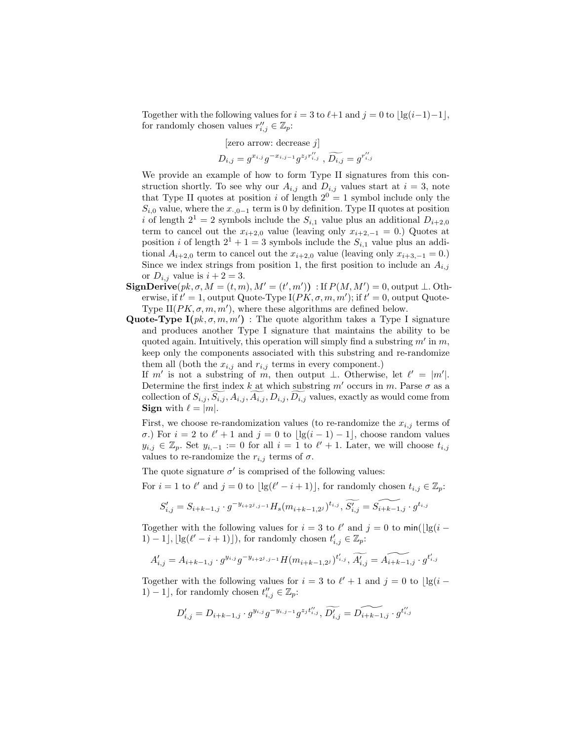Together with the following values for $i = 3$ to $\ell+1$ and $j = 0$ to $\lfloor \lg(i-1)-1 \rfloor$, for randomly chosen values $r''_{i,j} \in \mathbb{Z}_p$:

[zero arrow: decrease $j$]

$$D_{i,j} = g^{x_{i,j}} g^{-x_{i,j-1}} g^{z_j r''_{i,j}} \,,\, \widetilde{D_{i,j}} = g^{r''_{i,j}}$$

We provide an example of how to form Type II signatures from this construction shortly. To see why our $A_{i,j}$ and $D_{i,j}$ values start at $i = 3$, note that Type II quotes at position $i$ of length $2^0 = 1$ symbol include only the $S_{i,0}$ value, where the $x_{\cdot,0-1}$ term is 0 by definition. Type II quotes at position $i$ of length $2^1 = 2$ symbols include the $S_{i,1}$ value plus an additional $D_{i+2,0}$ term to cancel out the $x_{i+2,0}$ value (leaving only $x_{i+2,-1} = 0$.) Quotes at position $i$ of length $2^1 + 1 = 3$ symbols include the $S_{i,1}$ value plus an additional $A_{i+2,0}$ term to cancel out the $x_{i+2,0}$ value (leaving only $x_{i+3,-1} = 0$.) Since we index strings from position 1, the first position to include an $A_{i,j}$ or $D_{i,j}$ value is $i + 2 = 3$.

**SignDerive**$(pk, \sigma, M = (t, m), M' = (t', m'))$ : If $P(M, M') = 0$, output $\perp$. Otherwise, if $t' = 1$, output Quote-Type I$(PK, \sigma, m, m')$; if $t' = 0$, output Quote-Type II$(PK, \sigma, m, m')$, where these algorithms are defined below.

**Quote-Type I**$(pk, \sigma, m, m')$ : The quote algorithm takes a Type I signature and produces another Type I signature that maintains the ability to be quoted again. Intuitively, this operation will simply find a substring $m'$ in $m$, keep only the components associated with this substring and re-randomize them all (both the $x_{i,j}$ and $r_{i,j}$ terms in every component.)

If $m'$ is not a substring of $m$, then output $\perp$. Otherwise, let $\ell' = |m'|$. Determine the first index $k$ at which substring $m'$ occurs in $m$. Parse $\sigma$ as a collection of $S_{i,j}, \widetilde{S_{i,j}}, A_{i,j}, \widetilde{A_{i,j}}, D_{i,j}, \widetilde{D_{i,j}}$ values, exactly as would come from **Sign** with $\ell = |m|$.

First, we choose re-randomization values (to re-randomize the $x_{i,j}$ terms of $\sigma$.) For $i = 2$ to $\ell' + 1$ and $j = 0$ to $\lfloor \lg(i-1) - 1 \rfloor$, choose random values $y_{i,j} \in \mathbb{Z}_p$. Set $y_{i,-1} := 0$ for all $i = 1$ to $\ell' + 1$. Later, we will choose $t_{i,j}$ values to re-randomize the $r_{i,j}$ terms of $\sigma$.

The quote signature $\sigma'$ is comprised of the following values:

For $i = 1$ to $\ell'$ and $j = 0$ to $\lfloor \lg(\ell' - i + 1) \rfloor$, for randomly chosen $t_{i,j} \in \mathbb{Z}_p$:

$$S'_{i,j} = S_{i+k-1,j} \cdot g^{-y_{i+2^j,j-1}} H_s(m_{i+k-1,2^j})^{t_{i,j}}, \widetilde{S'_{i,j}} = \widetilde{S_{i+k-1,j}} \cdot g^{t_{i,j}}$$

Together with the following values for $i = 3$ to $\ell'$ and $j = 0$ to $\mathsf{min}(\lfloor \lg(i-1) - 1 \rfloor, \lfloor \lg(\ell' - i + 1) \rfloor)$, for randomly chosen $t'_{i,j} \in \mathbb{Z}_p$:

$$A'_{i,j} = A_{i+k-1,j} \cdot g^{y_{i,j}} g^{-y_{i+2^j,j-1}} H(m_{i+k-1,2^j})^{t'_{i,j}}, \widetilde{A'_{i,j}} = \widetilde{A_{i+k-1,j}} \cdot g^{t'_{i,j}}$$

Together with the following values for $i = 3$ to $\ell' + 1$ and $j = 0$ to $\lfloor \lg(i-1) - 1 \rfloor$, for randomly chosen $t''_{i,j} \in \mathbb{Z}_p$:

$$D'_{i,j} = D_{i+k-1,j} \cdot g^{y_{i,j}} g^{-y_{i,j-1}} g^{z_j t''_{i,j}}, \widetilde{D'_{i,j}} = \widetilde{D_{i+k-1,j}} \cdot g^{t''_{i,j}}$$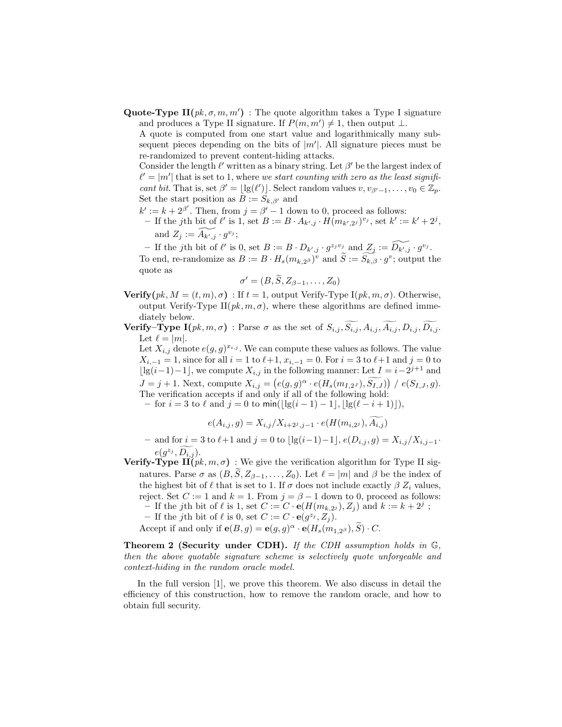**Quote-Type II**$(pk, \sigma, m, m')$ : The quote algorithm takes a Type I signature and produces a Type II signature. If $P(m, m') \neq 1$, then output $\perp$.

A quote is computed from one start value and logarithmically many subsequent pieces depending on the bits of $|m'|$. All signature pieces must be re-randomized to prevent content-hiding attacks.

Consider the length $\ell'$ written as a binary string. Let $\beta'$ be the largest index of $\ell' = |m'|$ that is set to 1, where *we start counting with zero as the least significant bit*. That is, set $\beta' = \lfloor \lg(\ell') \rfloor$. Select random values $v, v_{\beta'-1}, \ldots, v_0 \in \mathbb{Z}_p$. Set the start position as $B := S_{k,\beta'}$ and $k' := k + 2^{\beta'}$. Then, from $j = \beta' - 1$ down to 0, proceed as follows:

- If the $j$th bit of $\ell'$ is 1, set $B := B \cdot A_{k',j} \cdot H(m_{k',2^j})^{v_j}$, set $k' := k' + 2^j$, and $Z_j := \widetilde{A_{k',j}} \cdot g^{v_j}$;
- If the $j$th bit of $\ell'$ is 0, set $B := B \cdot D_{k',j} \cdot g^{z_j v_j}$ and $Z_j := \widetilde{D_{k',j}} \cdot g^{v_j}$.

To end, re-randomize as $B := B \cdot H_s(m_{k,2^\beta})^v$ and $\widetilde{S} := \widetilde{S_{k,\beta}} \cdot g^v$; output the quote as

$$\sigma' = (B, \widetilde{S}, Z_{\beta-1}, \ldots, Z_0)$$

**Verify**$(pk, M = (t, m), \sigma)$ : If $t = 1$, output Verify-Type I$(pk, m, \sigma)$. Otherwise, output Verify-Type II$(pk, m, \sigma)$, where these algorithms are defined immediately below.

**Verify–Type I**$(pk, m, \sigma)$ : Parse $\sigma$ as the set of $S_{i,j}, \widetilde{S_{i,j}}, A_{i,j}, \widetilde{A_{i,j}}, D_{i,j}, \widetilde{D_{i,j}}$. Let $\ell = |m|$.

Let $X_{i,j}$ denote $e(g, g)^{x_{i,j}}$. We can compute these values as follows. The value $X_{i,-1} = 1$, since for all $i = 1$ to $\ell+1$, $x_{i,-1} = 0$. For $i = 3$ to $\ell+1$ and $j = 0$ to $\lfloor \lg(i-1) - 1 \rfloor$, we compute $X_{i,j}$ in the following manner: Let $I = i - 2^{j+1}$ and $J = j + 1$. Next, compute $X_{i,j} = \left(e(g, g)^\alpha \cdot e(H_s(m_{I,2^J}), \widetilde{S_{I,J}})\right) / e(S_{I,J}, g)$.

The verification accepts if and only if all of the following hold:

- for $i = 3$ to $\ell$ and $j = 0$ to $\min(\lfloor \lg(i-1) - 1 \rfloor, \lfloor \lg(\ell - i + 1) \rfloor)$,

$$e(A_{i,j}, g) = X_{i,j} / X_{i+2^j,j-1} \cdot e(H(m_{i,2^j}), \widetilde{A_{i,j}})$$

- and for $i = 3$ to $\ell+1$ and $j = 0$ to $\lfloor \lg(i-1) - 1 \rfloor$, $e(D_{i,j}, g) = X_{i,j}/X_{i,j-1} \cdot e(g^{z_j}, \widetilde{D_{i,j}})$.

**Verify-Type II**$(pk, m, \sigma)$ : We give the verification algorithm for Type II signatures. Parse $\sigma$ as $(B, \widetilde{S}, Z_{\beta-1}, \ldots, Z_0)$. Let $\ell = |m|$ and $\beta$ be the index of the highest bit of $\ell$ that is set to 1. If $\sigma$ does not include exactly $\beta$ $Z_i$ values, reject. Set $C := 1$ and $k = 1$. From $j = \beta - 1$ down to 0, proceed as follows:

- If the $j$th bit of $\ell$ is 1, set $C := C \cdot \mathbf{e}(H(m_{k,2^j}), Z_j)$ and $k := k + 2^j$ ;
- If the $j$th bit of $\ell$ is 0, set $C := C \cdot \mathbf{e}(g^{z_j}, Z_j)$.

Accept if and only if $\mathbf{e}(B, g) = \mathbf{e}(g, g)^\alpha \cdot \mathbf{e}(H_s(m_{1,2^\beta}), \widetilde{S}) \cdot C$.

**Theorem 2 (Security under CDH).** *If the CDH assumption holds in $\mathbb{G}$, then the above quotable signature scheme is selectively quote unforgeable and context-hiding in the random oracle model.*

In the full version [1], we prove this theorem. We also discuss in detail the efficiency of this construction, how to remove the random oracle, and how to obtain full security.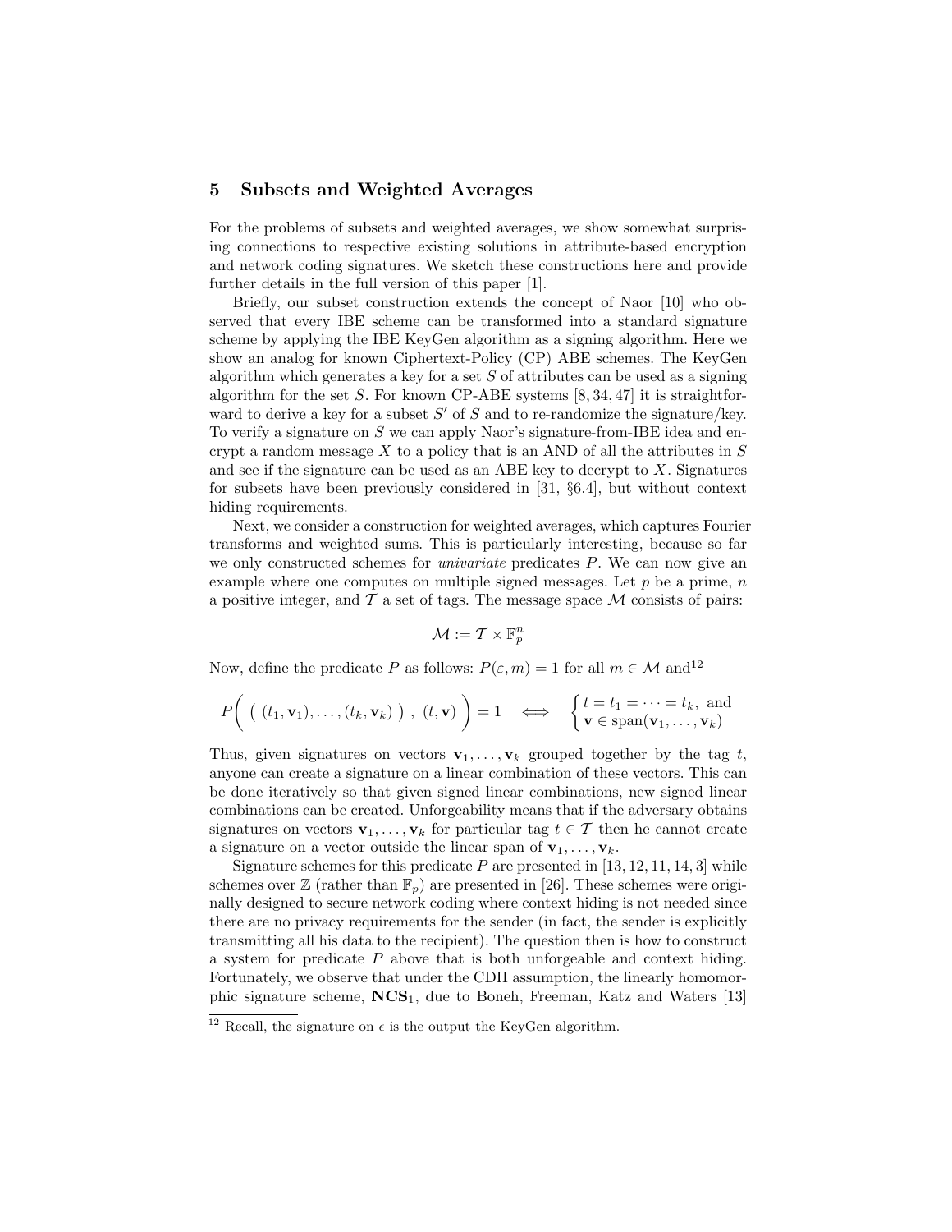## 5 Subsets and Weighted Averages

For the problems of subsets and weighted averages, we show somewhat surprising connections to respective existing solutions in attribute-based encryption and network coding signatures. We sketch these constructions here and provide further details in the full version of this paper [1].

Briefly, our subset construction extends the concept of Naor [10] who observed that every IBE scheme can be transformed into a standard signature scheme by applying the IBE KeyGen algorithm as a signing algorithm. Here we show an analog for known Ciphertext-Policy (CP) ABE schemes. The KeyGen algorithm which generates a key for a set $S$ of attributes can be used as a signing algorithm for the set $S$. For known CP-ABE systems [8, 34, 47] it is straightforward to derive a key for a subset $S'$ of $S$ and to re-randomize the signature/key. To verify a signature on $S$ we can apply Naor's signature-from-IBE idea and encrypt a random message $X$ to a policy that is an AND of all the attributes in $S$ and see if the signature can be used as an ABE key to decrypt to $X$. Signatures for subsets have been previously considered in [31, §6.4], but without context hiding requirements.

Next, we consider a construction for weighted averages, which captures Fourier transforms and weighted sums. This is particularly interesting, because so far we only constructed schemes for *univariate* predicates $P$. We can now give an example where one computes on multiple signed messages. Let $p$ be a prime, $n$ a positive integer, and $\mathcal{T}$ a set of tags. The message space $\mathcal{M}$ consists of pairs:

$$\mathcal{M} := \mathcal{T} \times \mathbb{F}_p^n$$

Now, define the predicate $P$ as follows: $P(\varepsilon, m) = 1$ for all $m \in \mathcal{M}$ and[12]

$$P\Big( \ \big( \ (t_1, \mathbf{v}_1), \ldots, (t_k, \mathbf{v}_k) \ \big) \ , \ (t, \mathbf{v}) \ \Big) = 1 \quad \Longleftrightarrow \quad \begin{cases} t = t_1 = \cdots = t_k, \text{ and} \\ \mathbf{v} \in \operatorname{span}(\mathbf{v}_1, \ldots, \mathbf{v}_k) \end{cases}$$

Thus, given signatures on vectors $\mathbf{v}_1, \ldots, \mathbf{v}_k$ grouped together by the tag $t$, anyone can create a signature on a linear combination of these vectors. This can be done iteratively so that given signed linear combinations, new signed linear combinations can be created. Unforgeability means that if the adversary obtains signatures on vectors $\mathbf{v}_1, \ldots, \mathbf{v}_k$ for particular tag $t \in \mathcal{T}$ then he cannot create a signature on a vector outside the linear span of $\mathbf{v}_1, \ldots, \mathbf{v}_k$.

Signature schemes for this predicate $P$ are presented in [13, 12, 11, 14, 3] while schemes over $\mathbb{Z}$ (rather than $\mathbb{F}_p$) are presented in [26]. These schemes were originally designed to secure network coding where context hiding is not needed since there are no privacy requirements for the sender (in fact, the sender is explicitly transmitting all his data to the recipient). The question then is how to construct a system for predicate $P$ above that is both unforgeable and context hiding. Fortunately, we observe that under the CDH assumption, the linearly homomorphic signature scheme, $\mathbf{NCS}_1$, due to Boneh, Freeman, Katz and Waters [13]

---

[12] Recall, the signature on $\epsilon$ is the output the KeyGen algorithm.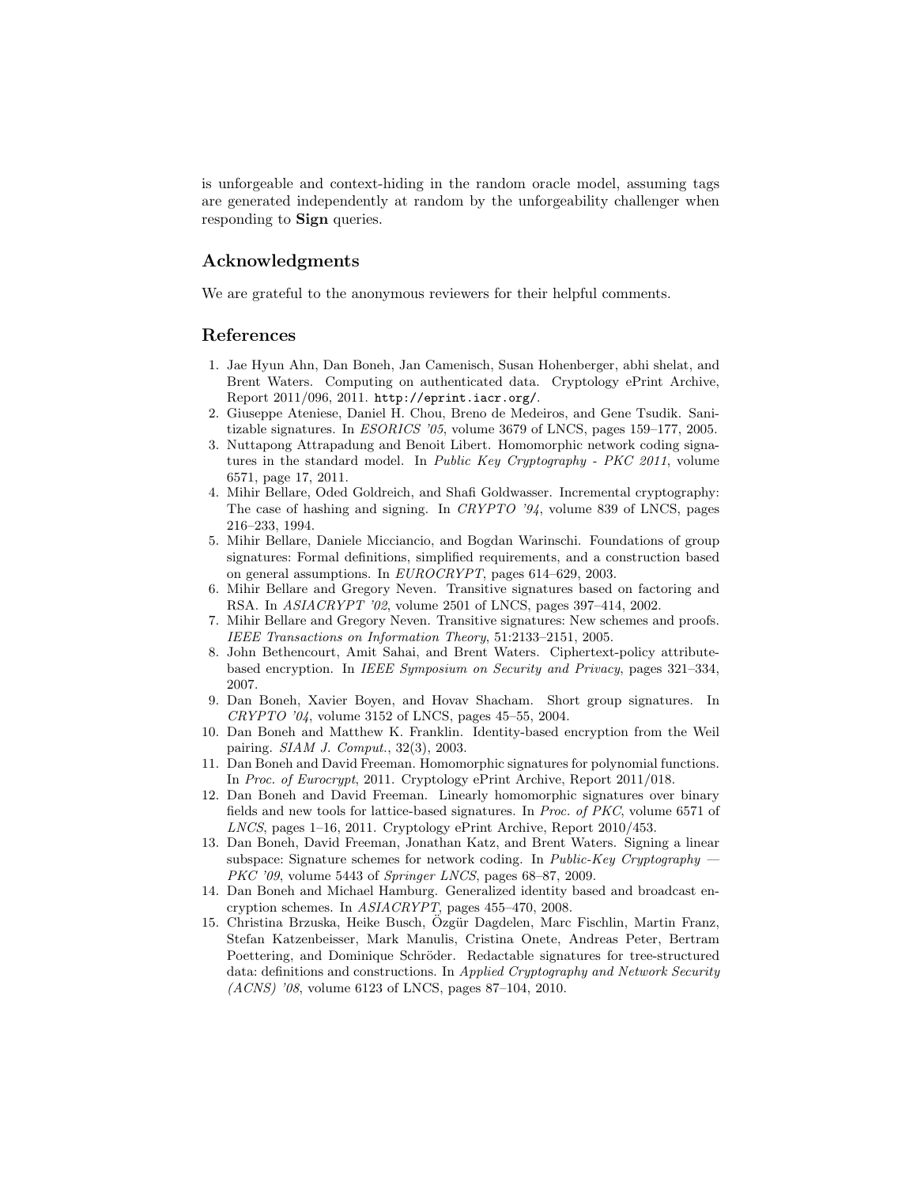is unforgeable and context-hiding in the random oracle model, assuming tags are generated independently at random by the unforgeability challenger when responding to **Sign** queries.

## Acknowledgments

We are grateful to the anonymous reviewers for their helpful comments.

## References

1. Jae Hyun Ahn, Dan Boneh, Jan Camenisch, Susan Hohenberger, abhi shelat, and Brent Waters. Computing on authenticated data. Cryptology ePrint Archive, Report 2011/096, 2011. http://eprint.iacr.org/.
2. Giuseppe Ateniese, Daniel H. Chou, Breno de Medeiros, and Gene Tsudik. Sanitizable signatures. In *ESORICS '05*, volume 3679 of LNCS, pages 159–177, 2005.
3. Nuttapong Attrapadung and Benoit Libert. Homomorphic network coding signatures in the standard model. In *Public Key Cryptography - PKC 2011*, volume 6571, page 17, 2011.
4. Mihir Bellare, Oded Goldreich, and Shafi Goldwasser. Incremental cryptography: The case of hashing and signing. In *CRYPTO '94*, volume 839 of LNCS, pages 216–233, 1994.
5. Mihir Bellare, Daniele Micciancio, and Bogdan Warinschi. Foundations of group signatures: Formal definitions, simplified requirements, and a construction based on general assumptions. In *EUROCRYPT*, pages 614–629, 2003.
6. Mihir Bellare and Gregory Neven. Transitive signatures based on factoring and RSA. In *ASIACRYPT '02*, volume 2501 of LNCS, pages 397–414, 2002.
7. Mihir Bellare and Gregory Neven. Transitive signatures: New schemes and proofs. *IEEE Transactions on Information Theory*, 51:2133–2151, 2005.
8. John Bethencourt, Amit Sahai, and Brent Waters. Ciphertext-policy attribute-based encryption. In *IEEE Symposium on Security and Privacy*, pages 321–334, 2007.
9. Dan Boneh, Xavier Boyen, and Hovav Shacham. Short group signatures. In *CRYPTO '04*, volume 3152 of LNCS, pages 45–55, 2004.
10. Dan Boneh and Matthew K. Franklin. Identity-based encryption from the Weil pairing. *SIAM J. Comput.*, 32(3), 2003.
11. Dan Boneh and David Freeman. Homomorphic signatures for polynomial functions. In *Proc. of Eurocrypt*, 2011. Cryptology ePrint Archive, Report 2011/018.
12. Dan Boneh and David Freeman. Linearly homomorphic signatures over binary fields and new tools for lattice-based signatures. In *Proc. of PKC*, volume 6571 of *LNCS*, pages 1–16, 2011. Cryptology ePrint Archive, Report 2010/453.
13. Dan Boneh, David Freeman, Jonathan Katz, and Brent Waters. Signing a linear subspace: Signature schemes for network coding. In *Public-Key Cryptography — PKC '09*, volume 5443 of *Springer LNCS*, pages 68–87, 2009.
14. Dan Boneh and Michael Hamburg. Generalized identity based and broadcast encryption schemes. In *ASIACRYPT*, pages 455–470, 2008.
15. Christina Brzuska, Heike Busch, Özgür Dagdelen, Marc Fischlin, Martin Franz, Stefan Katzenbeisser, Mark Manulis, Cristina Onete, Andreas Peter, Bertram Poettering, and Dominique Schröder. Redactable signatures for tree-structured data: definitions and constructions. In *Applied Cryptography and Network Security (ACNS) '08*, volume 6123 of LNCS, pages 87–104, 2010.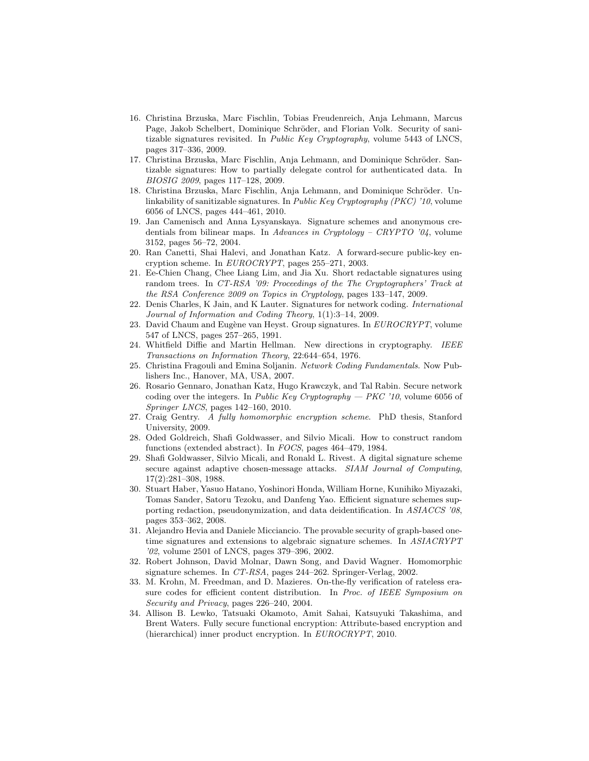16. Christina Brzuska, Marc Fischlin, Tobias Freudenreich, Anja Lehmann, Marcus Page, Jakob Schelbert, Dominique Schröder, and Florian Volk. Security of sanitizable signatures revisited. In *Public Key Cryptography*, volume 5443 of LNCS, pages 317–336, 2009.
17. Christina Brzuska, Marc Fischlin, Anja Lehmann, and Dominique Schröder. Santizable signatures: How to partially delegate control for authenticated data. In *BIOSIG 2009*, pages 117–128, 2009.
18. Christina Brzuska, Marc Fischlin, Anja Lehmann, and Dominique Schröder. Unlinkability of sanitizable signatures. In *Public Key Cryptography (PKC) '10*, volume 6056 of LNCS, pages 444–461, 2010.
19. Jan Camenisch and Anna Lysyanskaya. Signature schemes and anonymous credentials from bilinear maps. In *Advances in Cryptology – CRYPTO '04*, volume 3152, pages 56–72, 2004.
20. Ran Canetti, Shai Halevi, and Jonathan Katz. A forward-secure public-key encryption scheme. In *EUROCRYPT*, pages 255–271, 2003.
21. Ee-Chien Chang, Chee Liang Lim, and Jia Xu. Short redactable signatures using random trees. In *CT-RSA '09: Proceedings of the The Cryptographers' Track at the RSA Conference 2009 on Topics in Cryptology*, pages 133–147, 2009.
22. Denis Charles, K Jain, and K Lauter. Signatures for network coding. *International Journal of Information and Coding Theory*, 1(1):3–14, 2009.
23. David Chaum and Eugène van Heyst. Group signatures. In *EUROCRYPT*, volume 547 of LNCS, pages 257–265, 1991.
24. Whitfield Diffie and Martin Hellman. New directions in cryptography. *IEEE Transactions on Information Theory*, 22:644–654, 1976.
25. Christina Fragouli and Emina Soljanin. *Network Coding Fundamentals*. Now Publishers Inc., Hanover, MA, USA, 2007.
26. Rosario Gennaro, Jonathan Katz, Hugo Krawczyk, and Tal Rabin. Secure network coding over the integers. In *Public Key Cryptography — PKC '10*, volume 6056 of *Springer LNCS*, pages 142–160, 2010.
27. Craig Gentry. *A fully homomorphic encryption scheme*. PhD thesis, Stanford University, 2009.
28. Oded Goldreich, Shafi Goldwasser, and Silvio Micali. How to construct random functions (extended abstract). In *FOCS*, pages 464–479, 1984.
29. Shafi Goldwasser, Silvio Micali, and Ronald L. Rivest. A digital signature scheme secure against adaptive chosen-message attacks. *SIAM Journal of Computing*, 17(2):281–308, 1988.
30. Stuart Haber, Yasuo Hatano, Yoshinori Honda, William Horne, Kunihiko Miyazaki, Tomas Sander, Satoru Tezoku, and Danfeng Yao. Efficient signature schemes supporting redaction, pseudonymization, and data deidentification. In *ASIACCS '08*, pages 353–362, 2008.
31. Alejandro Hevia and Daniele Micciancio. The provable security of graph-based one-time signatures and extensions to algebraic signature schemes. In *ASIACRYPT '02*, volume 2501 of LNCS, pages 379–396, 2002.
32. Robert Johnson, David Molnar, Dawn Song, and David Wagner. Homomorphic signature schemes. In *CT-RSA*, pages 244–262. Springer-Verlag, 2002.
33. M. Krohn, M. Freedman, and D. Mazieres. On-the-fly verification of rateless erasure codes for efficient content distribution. In *Proc. of IEEE Symposium on Security and Privacy*, pages 226–240, 2004.
34. Allison B. Lewko, Tatsuaki Okamoto, Amit Sahai, Katsuyuki Takashima, and Brent Waters. Fully secure functional encryption: Attribute-based encryption and (hierarchical) inner product encryption. In *EUROCRYPT*, 2010.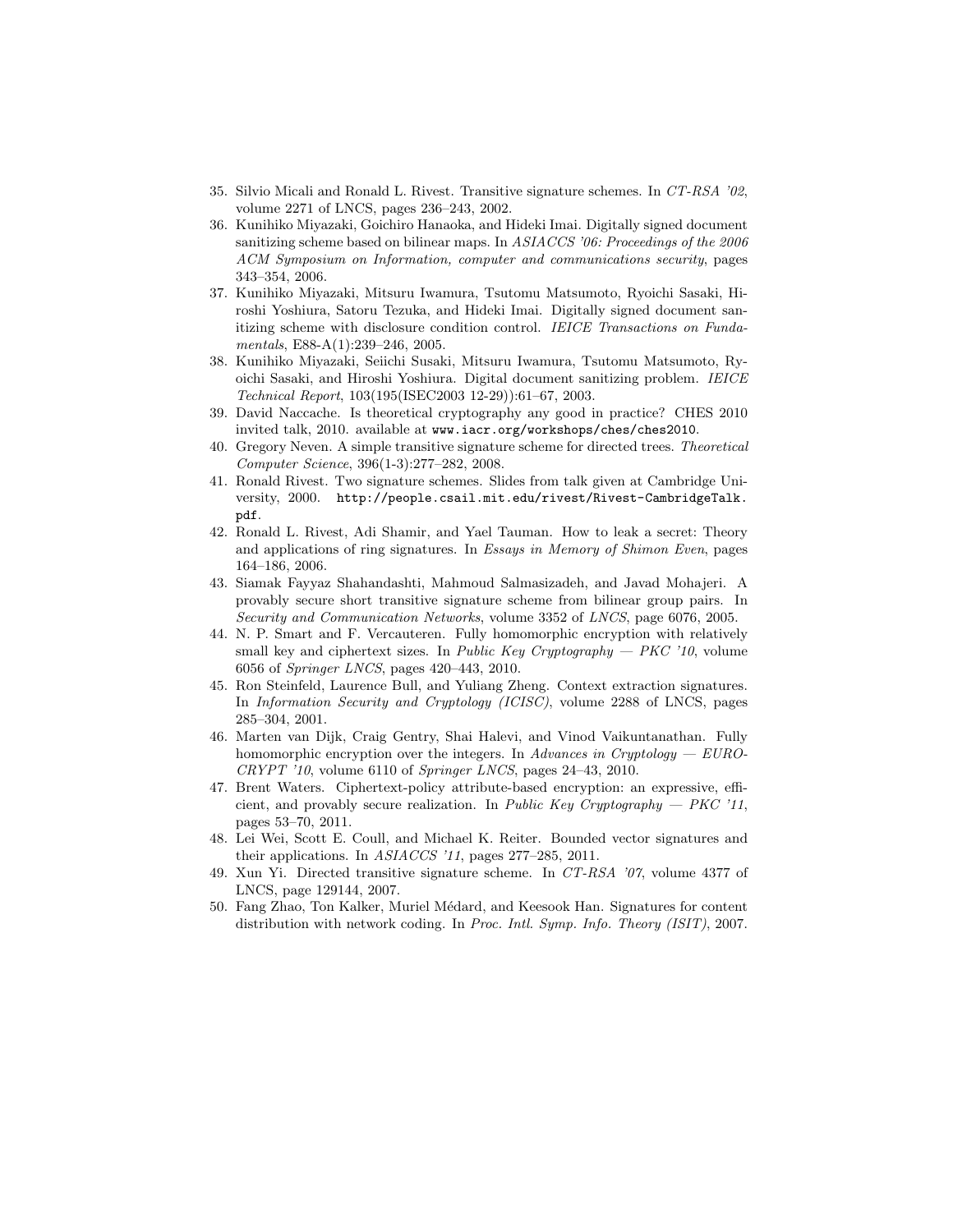35. Silvio Micali and Ronald L. Rivest. Transitive signature schemes. In *CT-RSA '02*, volume 2271 of LNCS, pages 236–243, 2002.
36. Kunihiko Miyazaki, Goichiro Hanaoka, and Hideki Imai. Digitally signed document sanitizing scheme based on bilinear maps. In *ASIACCS '06: Proceedings of the 2006 ACM Symposium on Information, computer and communications security*, pages 343–354, 2006.
37. Kunihiko Miyazaki, Mitsuru Iwamura, Tsutomu Matsumoto, Ryoichi Sasaki, Hiroshi Yoshiura, Satoru Tezuka, and Hideki Imai. Digitally signed document sanitizing scheme with disclosure condition control. *IEICE Transactions on Fundamentals*, E88-A(1):239–246, 2005.
38. Kunihiko Miyazaki, Seiichi Susaki, Mitsuru Iwamura, Tsutomu Matsumoto, Ryoichi Sasaki, and Hiroshi Yoshiura. Digital document sanitizing problem. *IEICE Technical Report*, 103(195(ISEC2003 12-29)):61–67, 2003.
39. David Naccache. Is theoretical cryptography any good in practice? CHES 2010 invited talk, 2010. available at `www.iacr.org/workshops/ches/ches2010`.
40. Gregory Neven. A simple transitive signature scheme for directed trees. *Theoretical Computer Science*, 396(1-3):277–282, 2008.
41. Ronald Rivest. Two signature schemes. Slides from talk given at Cambridge University, 2000. `http://people.csail.mit.edu/rivest/Rivest-CambridgeTalk.pdf`.
42. Ronald L. Rivest, Adi Shamir, and Yael Tauman. How to leak a secret: Theory and applications of ring signatures. In *Essays in Memory of Shimon Even*, pages 164–186, 2006.
43. Siamak Fayyaz Shahandashti, Mahmoud Salmasizadeh, and Javad Mohajeri. A provably secure short transitive signature scheme from bilinear group pairs. In *Security and Communication Networks*, volume 3352 of *LNCS*, page 6076, 2005.
44. N. P. Smart and F. Vercauteren. Fully homomorphic encryption with relatively small key and ciphertext sizes. In *Public Key Cryptography — PKC '10*, volume 6056 of *Springer LNCS*, pages 420–443, 2010.
45. Ron Steinfeld, Laurence Bull, and Yuliang Zheng. Context extraction signatures. In *Information Security and Cryptology (ICISC)*, volume 2288 of LNCS, pages 285–304, 2001.
46. Marten van Dijk, Craig Gentry, Shai Halevi, and Vinod Vaikuntanathan. Fully homomorphic encryption over the integers. In *Advances in Cryptology — EUROCRYPT '10*, volume 6110 of *Springer LNCS*, pages 24–43, 2010.
47. Brent Waters. Ciphertext-policy attribute-based encryption: an expressive, efficient, and provably secure realization. In *Public Key Cryptography — PKC '11*, pages 53–70, 2011.
48. Lei Wei, Scott E. Coull, and Michael K. Reiter. Bounded vector signatures and their applications. In *ASIACCS '11*, pages 277–285, 2011.
49. Xun Yi. Directed transitive signature scheme. In *CT-RSA '07*, volume 4377 of LNCS, page 129144, 2007.
50. Fang Zhao, Ton Kalker, Muriel Médard, and Keesook Han. Signatures for content distribution with network coding. In *Proc. Intl. Symp. Info. Theory (ISIT)*, 2007.